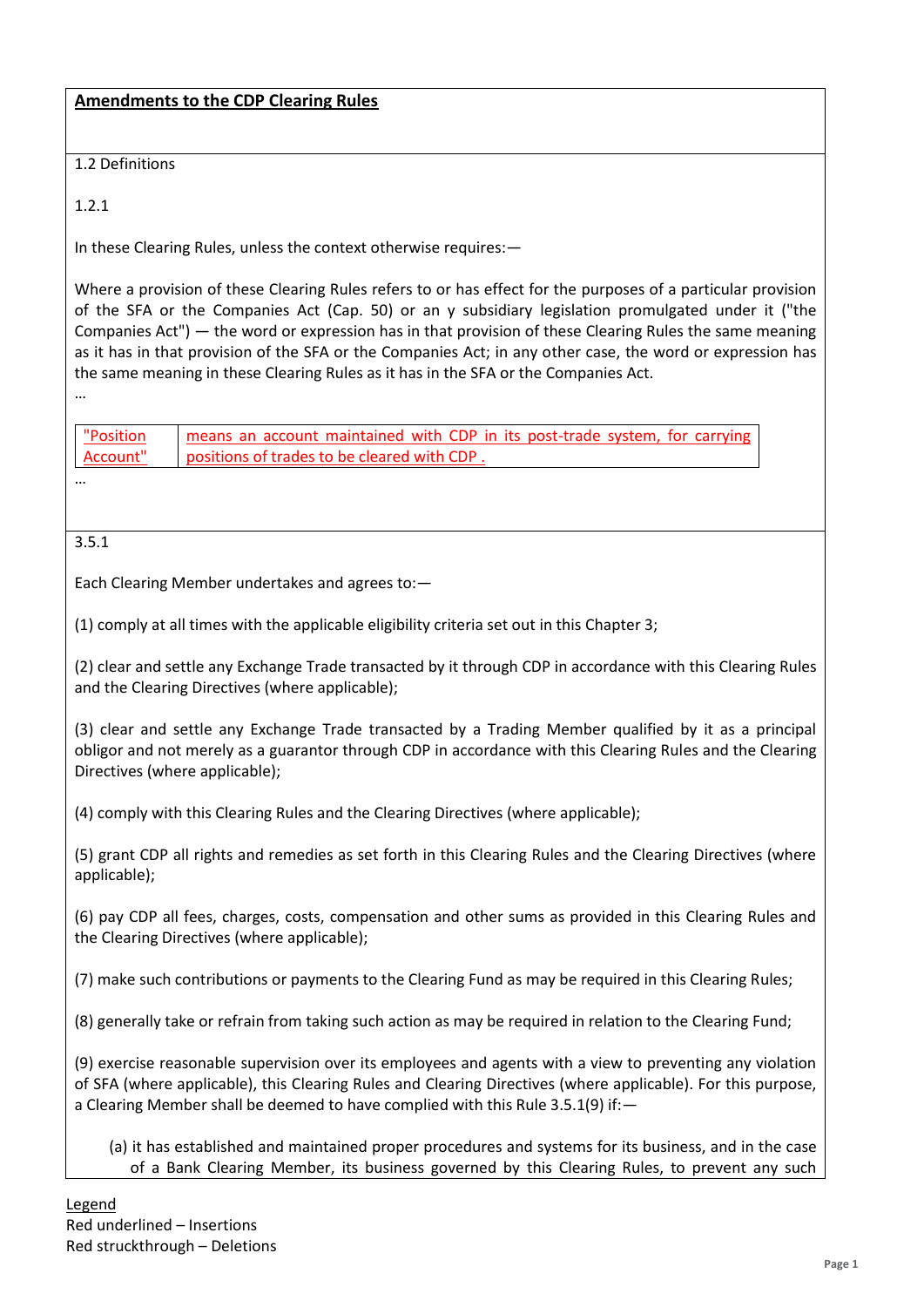**Amendments to the CDP Clearing Rules**

1.2 Definitions

1.2.1

In these Clearing Rules, unless the context otherwise requires:—

Where a provision of these Clearing Rules refers to or has effect for the purposes of a particular provision of the SFA or the Companies Act (Cap. 50) or an y subsidiary legislation promulgated under it ("the Companies Act") — the word or expression has in that provision of these Clearing Rules the same meaning as it has in that provision of the SFA or the Companies Act; in any other case, the word or expression has the same meaning in these Clearing Rules as it has in the SFA or the Companies Act.

…

| "Position Account" | means an account maintained with CDP in its post-trade system, for carrying positions of trades to be cleared with CDP . |
|---|---|

…

3.5.1

Each Clearing Member undertakes and agrees to:—

(1) comply at all times with the applicable eligibility criteria set out in this Chapter 3;

(2) clear and settle any Exchange Trade transacted by it through CDP in accordance with this Clearing Rules and the Clearing Directives (where applicable);

(3) clear and settle any Exchange Trade transacted by a Trading Member qualified by it as a principal obligor and not merely as a guarantor through CDP in accordance with this Clearing Rules and the Clearing Directives (where applicable);

(4) comply with this Clearing Rules and the Clearing Directives (where applicable);

(5) grant CDP all rights and remedies as set forth in this Clearing Rules and the Clearing Directives (where applicable);

(6) pay CDP all fees, charges, costs, compensation and other sums as provided in this Clearing Rules and the Clearing Directives (where applicable);

(7) make such contributions or payments to the Clearing Fund as may be required in this Clearing Rules;

(8) generally take or refrain from taking such action as may be required in relation to the Clearing Fund;

(9) exercise reasonable supervision over its employees and agents with a view to preventing any violation of SFA (where applicable), this Clearing Rules and Clearing Directives (where applicable). For this purpose, a Clearing Member shall be deemed to have complied with this Rule 3.5.1(9) if:—

(a) it has established and maintained proper procedures and systems for its business, and in the case of a Bank Clearing Member, its business governed by this Clearing Rules, to prevent any such

Legend
Red underlined – Insertions
Red struckthrough – Deletions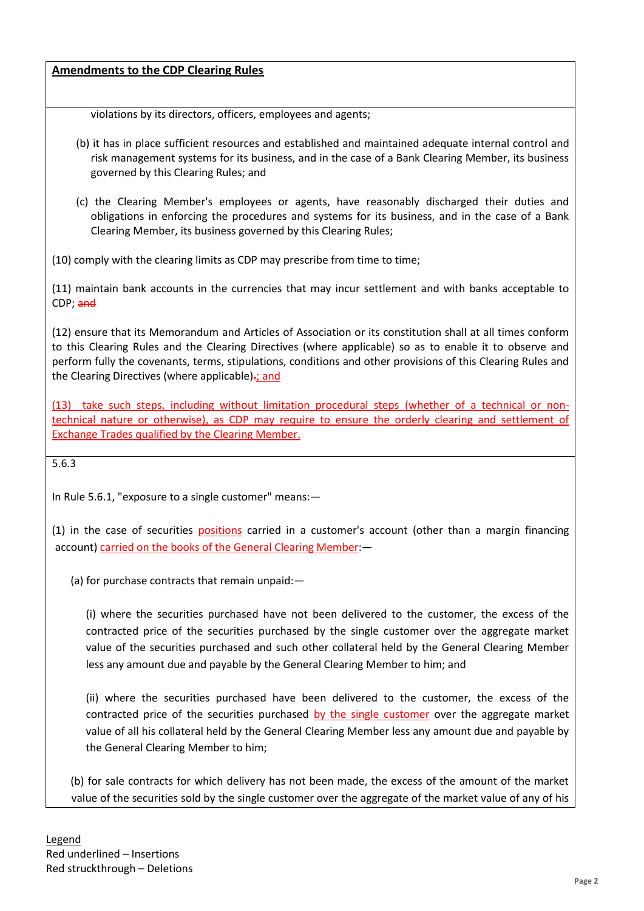**Amendments to the CDP Clearing Rules**

violations by its directors, officers, employees and agents;

(b) it has in place sufficient resources and established and maintained adequate internal control and risk management systems for its business, and in the case of a Bank Clearing Member, its business governed by this Clearing Rules; and

(c) the Clearing Member's employees or agents, have reasonably discharged their duties and obligations in enforcing the procedures and systems for its business, and in the case of a Bank Clearing Member, its business governed by this Clearing Rules;

(10) comply with the clearing limits as CDP may prescribe from time to time;

(11) maintain bank accounts in the currencies that may incur settlement and with banks acceptable to CDP; ~~and~~

(12) ensure that its Memorandum and Articles of Association or its constitution shall at all times conform to this Clearing Rules and the Clearing Directives (where applicable) so as to enable it to observe and perform fully the covenants, terms, stipulations, conditions and other provisions of this Clearing Rules and the Clearing Directives (where applicable)~~.~~<u>; and</u>

<u>(13) take such steps, including without limitation procedural steps (whether of a technical or non-technical nature or otherwise), as CDP may require to ensure the orderly clearing and settlement of Exchange Trades qualified by the Clearing Member.</u>

5.6.3

In Rule 5.6.1, "exposure to a single customer" means:—

(1) in the case of securities <u>positions</u> carried in a customer's account (other than a margin financing account) <u>carried on the books of the General Clearing Member</u>:—

(a) for purchase contracts that remain unpaid:—

(i) where the securities purchased have not been delivered to the customer, the excess of the contracted price of the securities purchased by the single customer over the aggregate market value of the securities purchased and such other collateral held by the General Clearing Member less any amount due and payable by the General Clearing Member to him; and

(ii) where the securities purchased have been delivered to the customer, the excess of the contracted price of the securities purchased <u>by the single customer</u> over the aggregate market value of all his collateral held by the General Clearing Member less any amount due and payable by the General Clearing Member to him;

(b) for sale contracts for which delivery has not been made, the excess of the amount of the market value of the securities sold by the single customer over the aggregate of the market value of any of his

Legend
Red underlined – Insertions
Red struckthrough – Deletions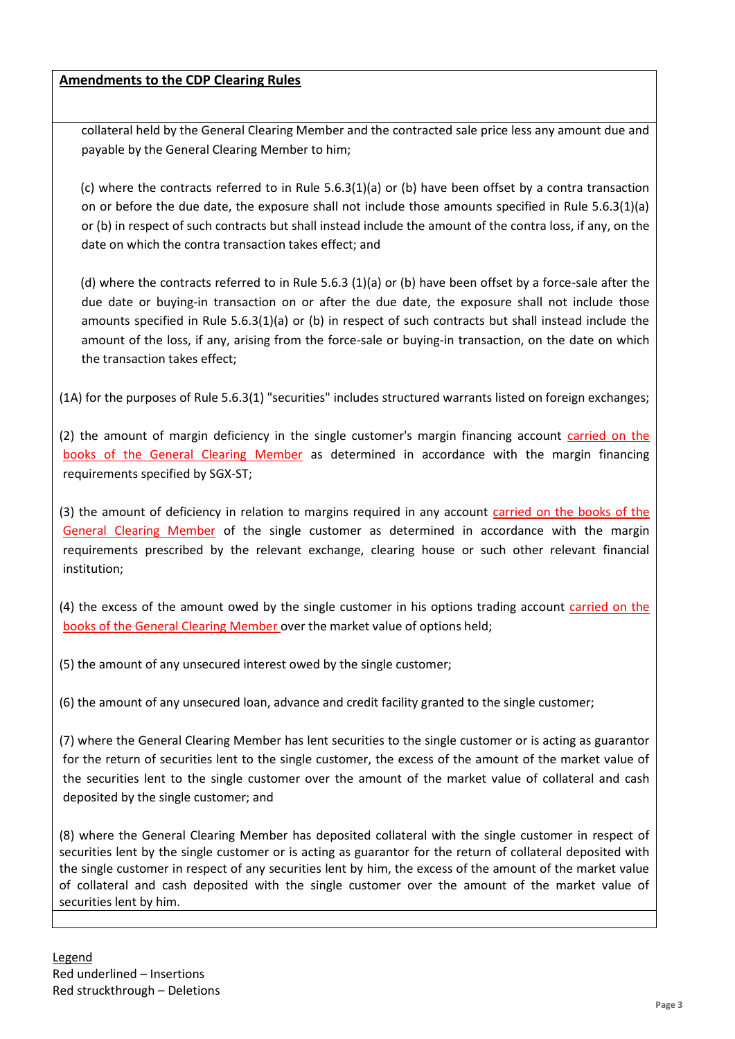**Amendments to the CDP Clearing Rules**

collateral held by the General Clearing Member and the contracted sale price less any amount due and payable by the General Clearing Member to him;

(c) where the contracts referred to in Rule 5.6.3(1)(a) or (b) have been offset by a contra transaction on or before the due date, the exposure shall not include those amounts specified in Rule 5.6.3(1)(a) or (b) in respect of such contracts but shall instead include the amount of the contra loss, if any, on the date on which the contra transaction takes effect; and

(d) where the contracts referred to in Rule 5.6.3 (1)(a) or (b) have been offset by a force-sale after the due date or buying-in transaction on or after the due date, the exposure shall not include those amounts specified in Rule 5.6.3(1)(a) or (b) in respect of such contracts but shall instead include the amount of the loss, if any, arising from the force-sale or buying-in transaction, on the date on which the transaction takes effect;

(1A) for the purposes of Rule 5.6.3(1) "securities" includes structured warrants listed on foreign exchanges;

(2) the amount of margin deficiency in the single customer's margin financing account <u>carried on the books of the General Clearing Member</u> as determined in accordance with the margin financing requirements specified by SGX-ST;

(3) the amount of deficiency in relation to margins required in any account <u>carried on the books of the General Clearing Member</u> of the single customer as determined in accordance with the margin requirements prescribed by the relevant exchange, clearing house or such other relevant financial institution;

(4) the excess of the amount owed by the single customer in his options trading account <u>carried on the books of the General Clearing Member</u> over the market value of options held;

(5) the amount of any unsecured interest owed by the single customer;

(6) the amount of any unsecured loan, advance and credit facility granted to the single customer;

(7) where the General Clearing Member has lent securities to the single customer or is acting as guarantor for the return of securities lent to the single customer, the excess of the amount of the market value of the securities lent to the single customer over the amount of the market value of collateral and cash deposited by the single customer; and

(8) where the General Clearing Member has deposited collateral with the single customer in respect of securities lent by the single customer or is acting as guarantor for the return of collateral deposited with the single customer in respect of any securities lent by him, the excess of the amount of the market value of collateral and cash deposited with the single customer over the amount of the market value of securities lent by him.

<u>Legend</u>
Red underlined – Insertions
Red struckthrough – Deletions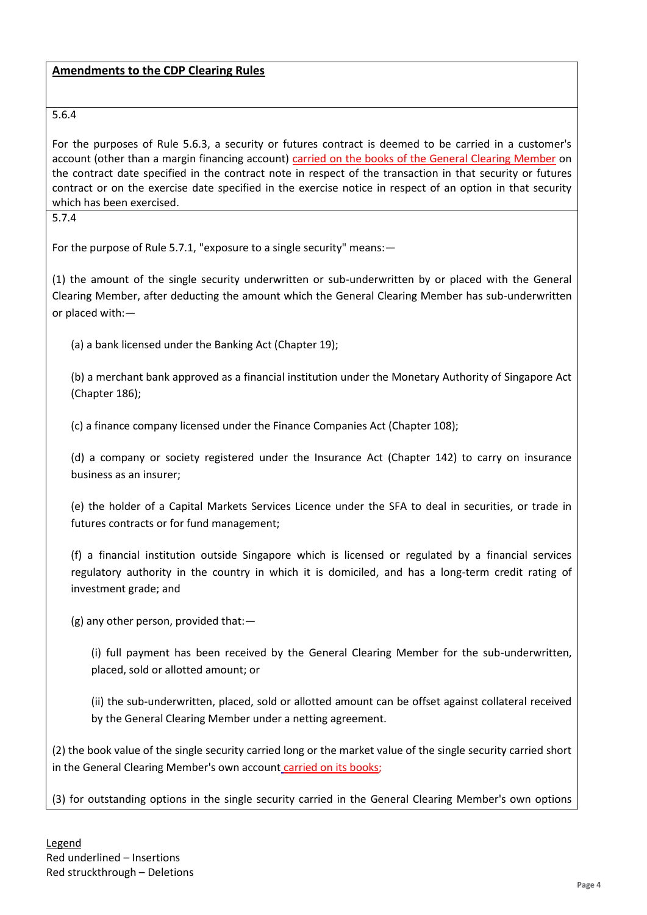**<u>Amendments to the CDP Clearing Rules</u>**

5.6.4

For the purposes of Rule 5.6.3, a security or futures contract is deemed to be carried in a customer's account (other than a margin financing account) <u>carried on the books of the General Clearing Member</u> on the contract date specified in the contract note in respect of the transaction in that security or futures contract or on the exercise date specified in the exercise notice in respect of an option in that security which has been exercised.

5.7.4

For the purpose of Rule 5.7.1, "exposure to a single security" means:—

(1) the amount of the single security underwritten or sub-underwritten by or placed with the General Clearing Member, after deducting the amount which the General Clearing Member has sub-underwritten or placed with:—

(a) a bank licensed under the Banking Act (Chapter 19);

(b) a merchant bank approved as a financial institution under the Monetary Authority of Singapore Act (Chapter 186);

(c) a finance company licensed under the Finance Companies Act (Chapter 108);

(d) a company or society registered under the Insurance Act (Chapter 142) to carry on insurance business as an insurer;

(e) the holder of a Capital Markets Services Licence under the SFA to deal in securities, or trade in futures contracts or for fund management;

(f) a financial institution outside Singapore which is licensed or regulated by a financial services regulatory authority in the country in which it is domiciled, and has a long-term credit rating of investment grade; and

(g) any other person, provided that:—

(i) full payment has been received by the General Clearing Member for the sub-underwritten, placed, sold or allotted amount; or

(ii) the sub-underwritten, placed, sold or allotted amount can be offset against collateral received by the General Clearing Member under a netting agreement.

(2) the book value of the single security carried long or the market value of the single security carried short in the General Clearing Member's own account <u>carried on its books;</u>

(3) for outstanding options in the single security carried in the General Clearing Member's own options

<u>Legend</u>
Red underlined – Insertions
Red struckthrough – Deletions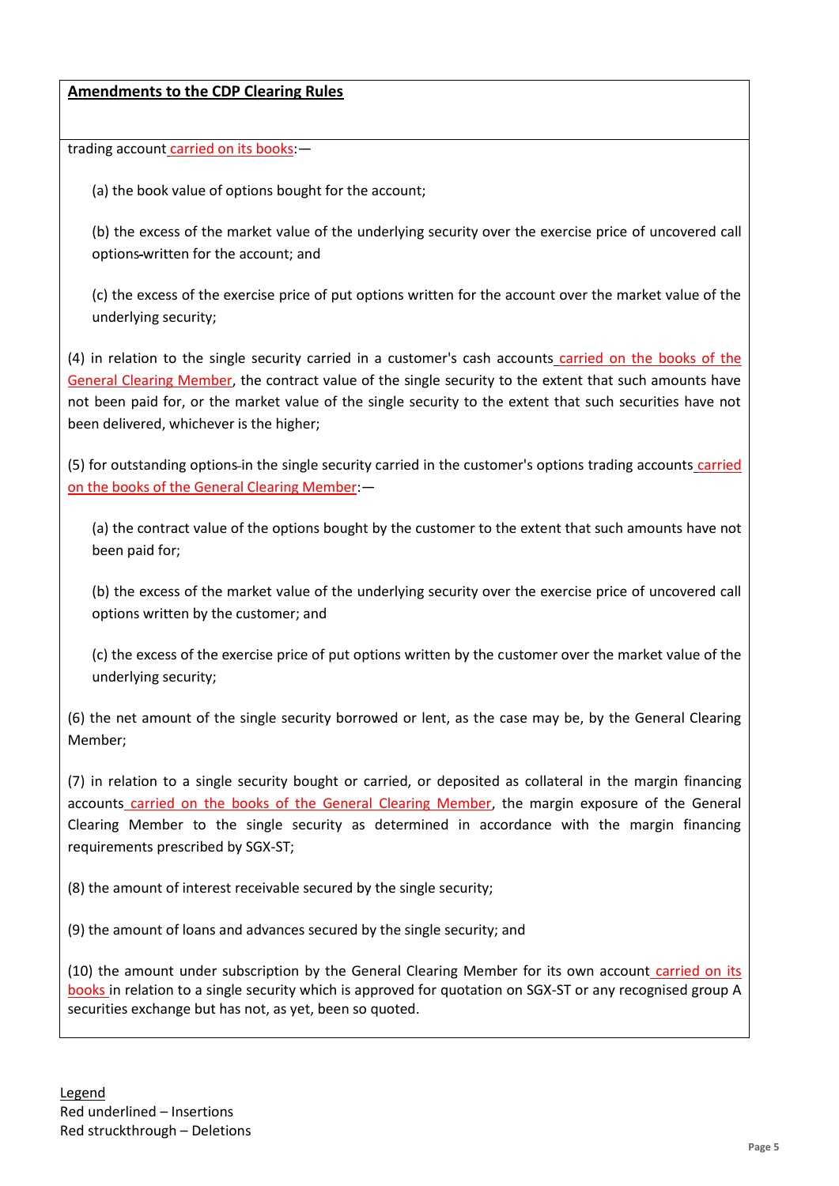**Amendments to the CDP Clearing Rules**

trading account carried on its books:—

(a) the book value of options bought for the account;

(b) the excess of the market value of the underlying security over the exercise price of uncovered call options written for the account; and

(c) the excess of the exercise price of put options written for the account over the market value of the underlying security;

(4) in relation to the single security carried in a customer's cash accounts carried on the books of the General Clearing Member, the contract value of the single security to the extent that such amounts have not been paid for, or the market value of the single security to the extent that such securities have not been delivered, whichever is the higher;

(5) for outstanding options in the single security carried in the customer's options trading accounts carried on the books of the General Clearing Member:—

(a) the contract value of the options bought by the customer to the extent that such amounts have not been paid for;

(b) the excess of the market value of the underlying security over the exercise price of uncovered call options written by the customer; and

(c) the excess of the exercise price of put options written by the customer over the market value of the underlying security;

(6) the net amount of the single security borrowed or lent, as the case may be, by the General Clearing Member;

(7) in relation to a single security bought or carried, or deposited as collateral in the margin financing accounts carried on the books of the General Clearing Member, the margin exposure of the General Clearing Member to the single security as determined in accordance with the margin financing requirements prescribed by SGX-ST;

(8) the amount of interest receivable secured by the single security;

(9) the amount of loans and advances secured by the single security; and

(10) the amount under subscription by the General Clearing Member for its own account carried on its books in relation to a single security which is approved for quotation on SGX-ST or any recognised group A securities exchange but has not, as yet, been so quoted.

Legend
Red underlined – Insertions
Red struckthrough – Deletions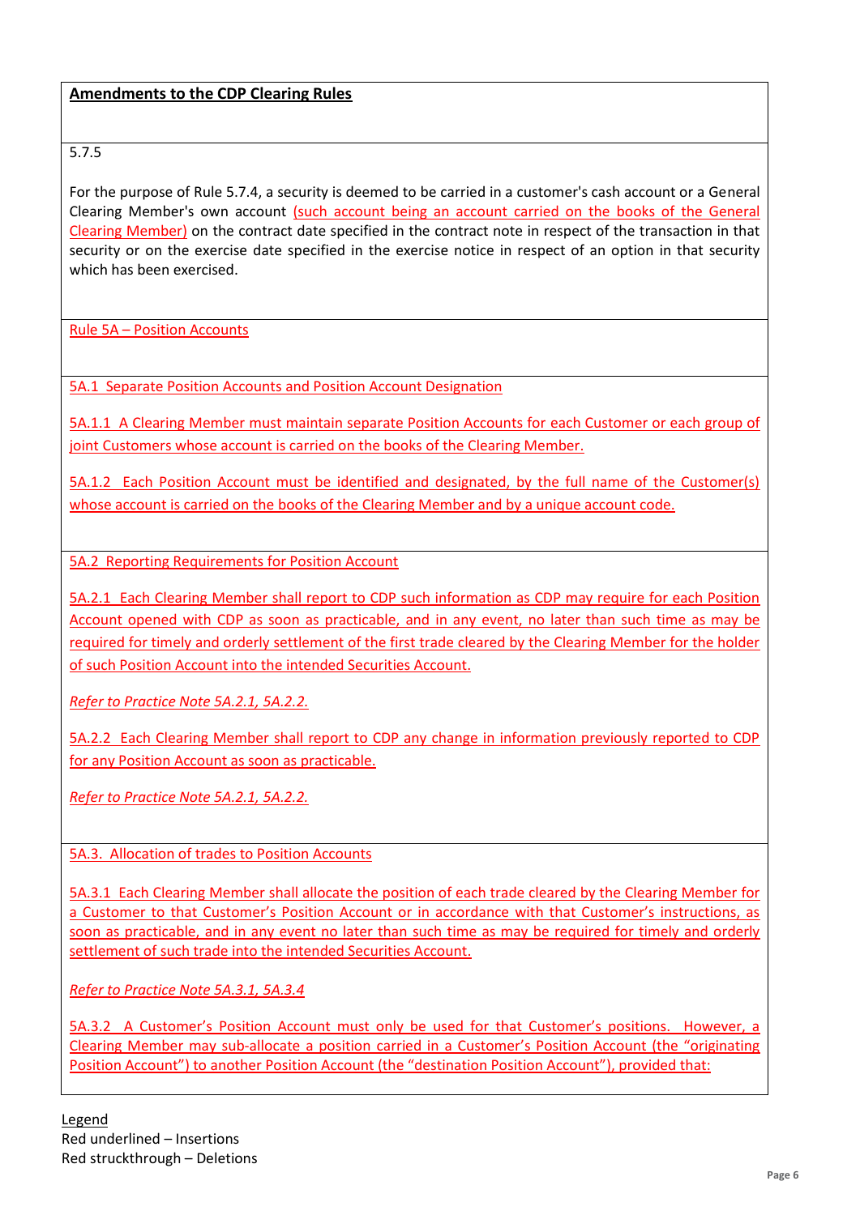**Amendments to the CDP Clearing Rules**

5.7.5

For the purpose of Rule 5.7.4, a security is deemed to be carried in a customer's cash account or a General Clearing Member's own account (such account being an account carried on the books of the General Clearing Member) on the contract date specified in the contract note in respect of the transaction in that security or on the exercise date specified in the exercise notice in respect of an option in that security which has been exercised.

Rule 5A – Position Accounts

5A.1 Separate Position Accounts and Position Account Designation

5A.1.1 A Clearing Member must maintain separate Position Accounts for each Customer or each group of joint Customers whose account is carried on the books of the Clearing Member.

5A.1.2 Each Position Account must be identified and designated, by the full name of the Customer(s) whose account is carried on the books of the Clearing Member and by a unique account code.

5A.2 Reporting Requirements for Position Account

5A.2.1 Each Clearing Member shall report to CDP such information as CDP may require for each Position Account opened with CDP as soon as practicable, and in any event, no later than such time as may be required for timely and orderly settlement of the first trade cleared by the Clearing Member for the holder of such Position Account into the intended Securities Account.

*Refer to Practice Note 5A.2.1, 5A.2.2.*

5A.2.2 Each Clearing Member shall report to CDP any change in information previously reported to CDP for any Position Account as soon as practicable.

*Refer to Practice Note 5A.2.1, 5A.2.2.*

5A.3. Allocation of trades to Position Accounts

5A.3.1 Each Clearing Member shall allocate the position of each trade cleared by the Clearing Member for a Customer to that Customer's Position Account or in accordance with that Customer's instructions, as soon as practicable, and in any event no later than such time as may be required for timely and orderly settlement of such trade into the intended Securities Account.

*Refer to Practice Note 5A.3.1, 5A.3.4*

5A.3.2 A Customer's Position Account must only be used for that Customer's positions. However, a Clearing Member may sub-allocate a position carried in a Customer's Position Account (the "originating Position Account") to another Position Account (the "destination Position Account"), provided that:

Legend
Red underlined – Insertions
Red struckthrough – Deletions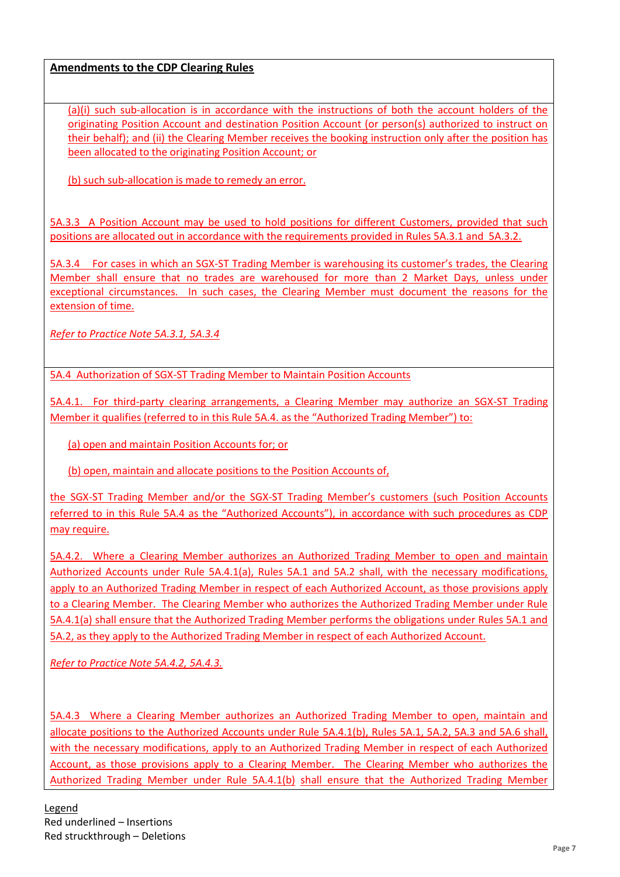**Amendments to the CDP Clearing Rules**

(a)(i) such sub-allocation is in accordance with the instructions of both the account holders of the originating Position Account and destination Position Account (or person(s) authorized to instruct on their behalf); and (ii) the Clearing Member receives the booking instruction only after the position has been allocated to the originating Position Account; or

(b) such sub-allocation is made to remedy an error.

5A.3.3 A Position Account may be used to hold positions for different Customers, provided that such positions are allocated out in accordance with the requirements provided in Rules 5A.3.1 and 5A.3.2.

5A.3.4 For cases in which an SGX-ST Trading Member is warehousing its customer's trades, the Clearing Member shall ensure that no trades are warehoused for more than 2 Market Days, unless under exceptional circumstances. In such cases, the Clearing Member must document the reasons for the extension of time.

*Refer to Practice Note 5A.3.1, 5A.3.4*

5A.4 Authorization of SGX-ST Trading Member to Maintain Position Accounts

5A.4.1. For third-party clearing arrangements, a Clearing Member may authorize an SGX-ST Trading Member it qualifies (referred to in this Rule 5A.4. as the "Authorized Trading Member") to:

(a) open and maintain Position Accounts for; or

(b) open, maintain and allocate positions to the Position Accounts of,

the SGX-ST Trading Member and/or the SGX-ST Trading Member's customers (such Position Accounts referred to in this Rule 5A.4 as the "Authorized Accounts"), in accordance with such procedures as CDP may require.

5A.4.2. Where a Clearing Member authorizes an Authorized Trading Member to open and maintain Authorized Accounts under Rule 5A.4.1(a), Rules 5A.1 and 5A.2 shall, with the necessary modifications, apply to an Authorized Trading Member in respect of each Authorized Account, as those provisions apply to a Clearing Member. The Clearing Member who authorizes the Authorized Trading Member under Rule 5A.4.1(a) shall ensure that the Authorized Trading Member performs the obligations under Rules 5A.1 and 5A.2, as they apply to the Authorized Trading Member in respect of each Authorized Account.

*Refer to Practice Note 5A.4.2, 5A.4.3.*

5A.4.3 Where a Clearing Member authorizes an Authorized Trading Member to open, maintain and allocate positions to the Authorized Accounts under Rule 5A.4.1(b), Rules 5A.1, 5A.2, 5A.3 and 5A.6 shall, with the necessary modifications, apply to an Authorized Trading Member in respect of each Authorized Account, as those provisions apply to a Clearing Member. The Clearing Member who authorizes the Authorized Trading Member under Rule 5A.4.1(b) shall ensure that the Authorized Trading Member

Legend
Red underlined – Insertions
Red struckthrough – Deletions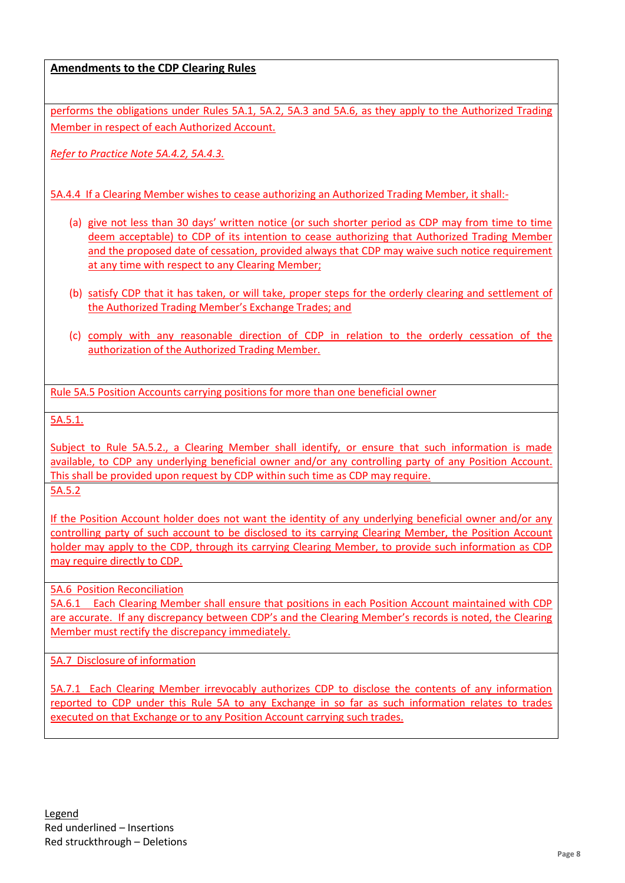**Amendments to the CDP Clearing Rules**

performs the obligations under Rules 5A.1, 5A.2, 5A.3 and 5A.6, as they apply to the Authorized Trading Member in respect of each Authorized Account.

*Refer to Practice Note 5A.4.2, 5A.4.3.*

5A.4.4 If a Clearing Member wishes to cease authorizing an Authorized Trading Member, it shall:-

(a) give not less than 30 days' written notice (or such shorter period as CDP may from time to time deem acceptable) to CDP of its intention to cease authorizing that Authorized Trading Member and the proposed date of cessation, provided always that CDP may waive such notice requirement at any time with respect to any Clearing Member;

(b) satisfy CDP that it has taken, or will take, proper steps for the orderly clearing and settlement of the Authorized Trading Member's Exchange Trades; and

(c) comply with any reasonable direction of CDP in relation to the orderly cessation of the authorization of the Authorized Trading Member.

Rule 5A.5 Position Accounts carrying positions for more than one beneficial owner

5A.5.1.

Subject to Rule 5A.5.2., a Clearing Member shall identify, or ensure that such information is made available, to CDP any underlying beneficial owner and/or any controlling party of any Position Account. This shall be provided upon request by CDP within such time as CDP may require.

5A.5.2

If the Position Account holder does not want the identity of any underlying beneficial owner and/or any controlling party of such account to be disclosed to its carrying Clearing Member, the Position Account holder may apply to the CDP, through its carrying Clearing Member, to provide such information as CDP may require directly to CDP.

5A.6 Position Reconciliation

5A.6.1 Each Clearing Member shall ensure that positions in each Position Account maintained with CDP are accurate. If any discrepancy between CDP's and the Clearing Member's records is noted, the Clearing Member must rectify the discrepancy immediately.

5A.7 Disclosure of information

5A.7.1 Each Clearing Member irrevocably authorizes CDP to disclose the contents of any information reported to CDP under this Rule 5A to any Exchange in so far as such information relates to trades executed on that Exchange or to any Position Account carrying such trades.

Legend
Red underlined – Insertions
Red struckthrough – Deletions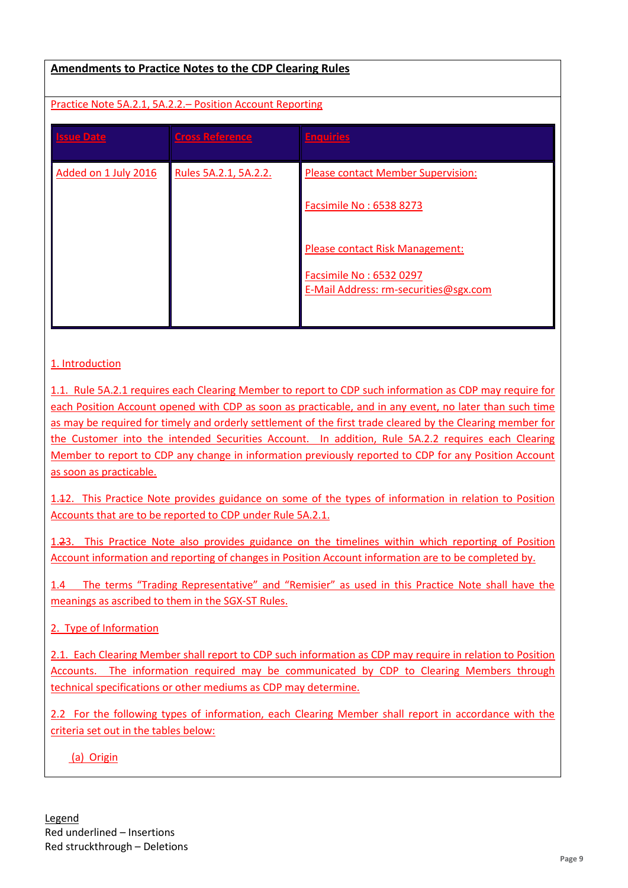**Amendments to Practice Notes to the CDP Clearing Rules**

Practice Note 5A.2.1, 5A.2.2.– Position Account Reporting

| Issue Date | Cross Reference | Enquiries |
|---|---|---|
| Added on 1 July 2016 | Rules 5A.2.1, 5A.2.2. | Please contact Member Supervision:<br><br>Facsimile No : 6538 8273<br><br>Please contact Risk Management:<br><br>Facsimile No : 6532 0297<br>E-Mail Address: rm-securities@sgx.com |

1. Introduction

1.1. Rule 5A.2.1 requires each Clearing Member to report to CDP such information as CDP may require for each Position Account opened with CDP as soon as practicable, and in any event, no later than such time as may be required for timely and orderly settlement of the first trade cleared by the Clearing member for the Customer into the intended Securities Account. In addition, Rule 5A.2.2 requires each Clearing Member to report to CDP any change in information previously reported to CDP for any Position Account as soon as practicable.

1.~~1~~2. This Practice Note provides guidance on some of the types of information in relation to Position Accounts that are to be reported to CDP under Rule 5A.2.1.

1.~~2~~3. This Practice Note also provides guidance on the timelines within which reporting of Position Account information and reporting of changes in Position Account information are to be completed by.

1.4 The terms "Trading Representative" and "Remisier" as used in this Practice Note shall have the meanings as ascribed to them in the SGX-ST Rules.

2. Type of Information

2.1. Each Clearing Member shall report to CDP such information as CDP may require in relation to Position Accounts. The information required may be communicated by CDP to Clearing Members through technical specifications or other mediums as CDP may determine.

2.2 For the following types of information, each Clearing Member shall report in accordance with the criteria set out in the tables below:

(a) Origin

Legend
Red underlined – Insertions
Red struckthrough – Deletions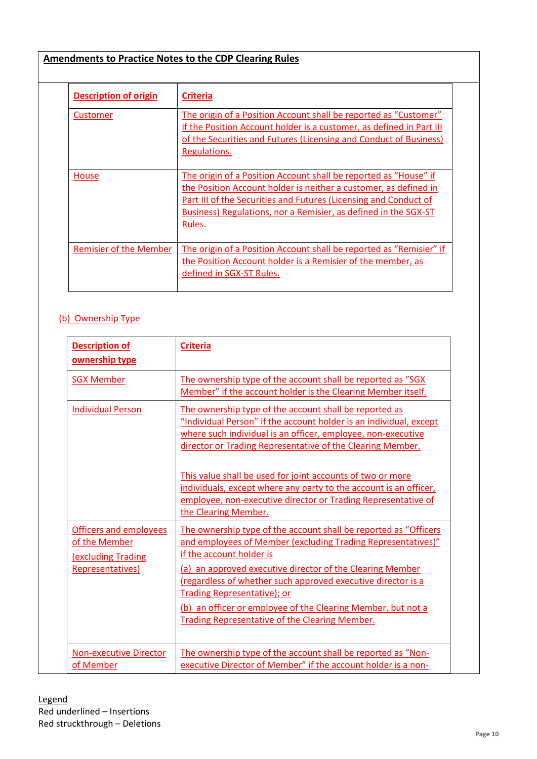**Amendments to Practice Notes to the CDP Clearing Rules**

| Description of origin | Criteria |
|---|---|
| Customer | The origin of a Position Account shall be reported as "Customer" if the Position Account holder is a customer, as defined in Part III of the Securities and Futures (Licensing and Conduct of Business) Regulations. |
| House | The origin of a Position Account shall be reported as "House" if the Position Account holder is neither a customer, as defined in Part III of the Securities and Futures (Licensing and Conduct of Business) Regulations, nor a Remisier, as defined in the SGX-ST Rules. |
| Remisier of the Member | The origin of a Position Account shall be reported as "Remisier" if the Position Account holder is a Remisier of the member, as defined in SGX-ST Rules. |

(b) Ownership Type

| Description of ownership type | Criteria |
|---|---|
| SGX Member | The ownership type of the account shall be reported as "SGX Member" if the account holder is the Clearing Member itself. |
| Individual Person | The ownership type of the account shall be reported as "Individual Person" if the account holder is an individual, except where such individual is an officer, employee, non-executive director or Trading Representative of the Clearing Member.<br><br>This value shall be used for joint accounts of two or more individuals, except where any party to the account is an officer, employee, non-executive director or Trading Representative of the Clearing Member. |
| Officers and employees of the Member (excluding Trading Representatives) | The ownership type of the account shall be reported as "Officers and employees of Member (excluding Trading Representatives)" if the account holder is<br>(a) an approved executive director of the Clearing Member (regardless of whether such approved executive director is a Trading Representative); or<br>(b) an officer or employee of the Clearing Member, but not a Trading Representative of the Clearing Member. |
| Non-executive Director of Member | The ownership type of the account shall be reported as "Non-executive Director of Member" if the account holder is a non- |

Legend
Red underlined – Insertions
Red struckthrough – Deletions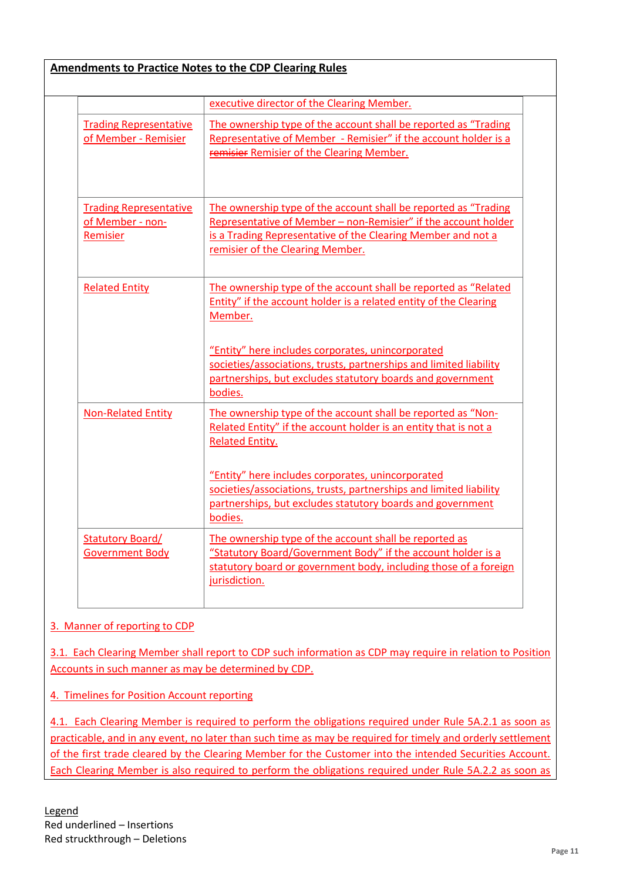**Amendments to Practice Notes to the CDP Clearing Rules**

| | |
|---|---|
| | executive director of the Clearing Member. |
| Trading Representative of Member - Remisier | The ownership type of the account shall be reported as "Trading Representative of Member - Remisier" if the account holder is a ~~remisier~~ Remisier of the Clearing Member. |
| Trading Representative of Member - non-Remisier | The ownership type of the account shall be reported as "Trading Representative of Member – non-Remisier" if the account holder is a Trading Representative of the Clearing Member and not a remisier of the Clearing Member. |
| Related Entity | The ownership type of the account shall be reported as "Related Entity" if the account holder is a related entity of the Clearing Member.<br><br>"Entity" here includes corporates, unincorporated societies/associations, trusts, partnerships and limited liability partnerships, but excludes statutory boards and government bodies. |
| Non-Related Entity | The ownership type of the account shall be reported as "Non-Related Entity" if the account holder is an entity that is not a Related Entity.<br><br>"Entity" here includes corporates, unincorporated societies/associations, trusts, partnerships and limited liability partnerships, but excludes statutory boards and government bodies. |
| Statutory Board/ Government Body | The ownership type of the account shall be reported as "Statutory Board/Government Body" if the account holder is a statutory board or government body, including those of a foreign jurisdiction. |

3. Manner of reporting to CDP

3.1. Each Clearing Member shall report to CDP such information as CDP may require in relation to Position Accounts in such manner as may be determined by CDP.

4. Timelines for Position Account reporting

4.1. Each Clearing Member is required to perform the obligations required under Rule 5A.2.1 as soon as practicable, and in any event, no later than such time as may be required for timely and orderly settlement of the first trade cleared by the Clearing Member for the Customer into the intended Securities Account. Each Clearing Member is also required to perform the obligations required under Rule 5A.2.2 as soon as

Legend
Red underlined – Insertions
Red struckthrough – Deletions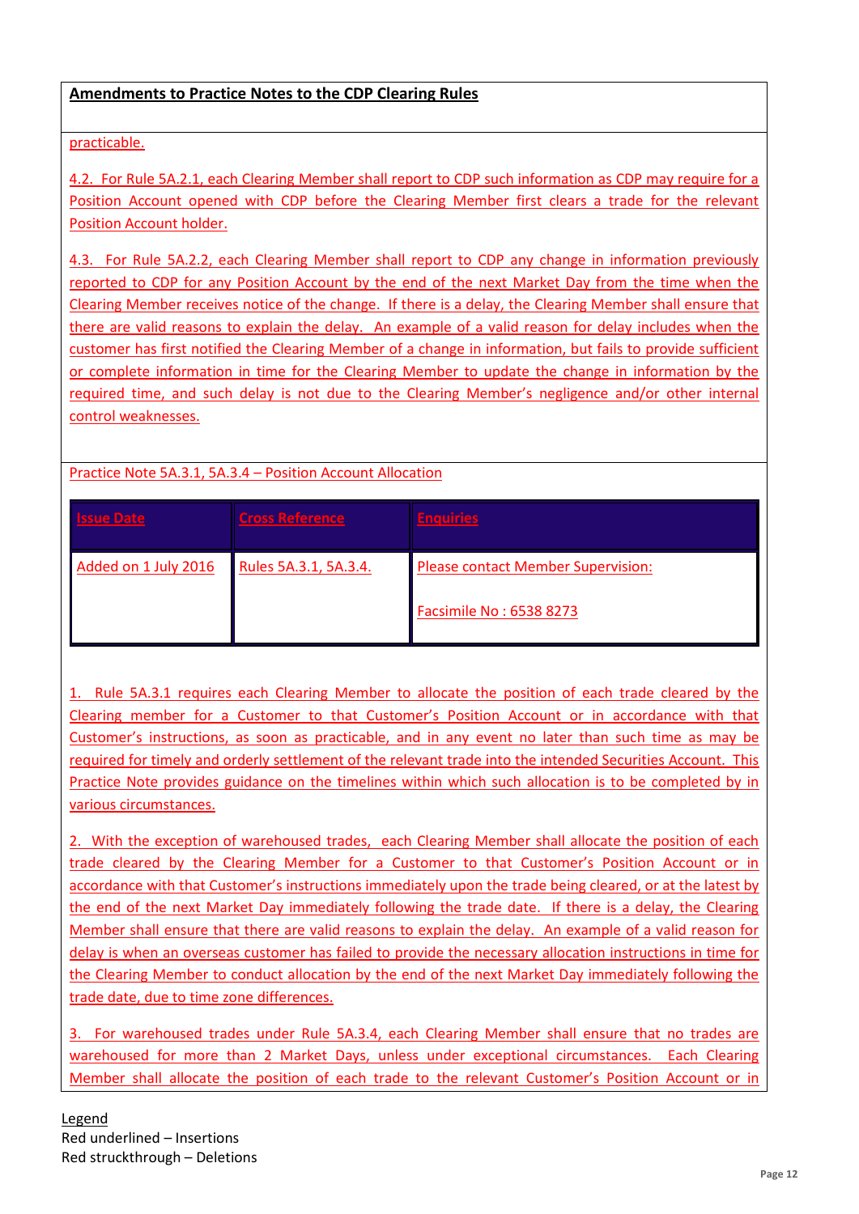**Amendments to Practice Notes to the CDP Clearing Rules**

practicable.

4.2. For Rule 5A.2.1, each Clearing Member shall report to CDP such information as CDP may require for a Position Account opened with CDP before the Clearing Member first clears a trade for the relevant Position Account holder.

4.3. For Rule 5A.2.2, each Clearing Member shall report to CDP any change in information previously reported to CDP for any Position Account by the end of the next Market Day from the time when the Clearing Member receives notice of the change. If there is a delay, the Clearing Member shall ensure that there are valid reasons to explain the delay. An example of a valid reason for delay includes when the customer has first notified the Clearing Member of a change in information, but fails to provide sufficient or complete information in time for the Clearing Member to update the change in information by the required time, and such delay is not due to the Clearing Member's negligence and/or other internal control weaknesses.

Practice Note 5A.3.1, 5A.3.4 – Position Account Allocation

| Issue Date | Cross Reference | Enquiries |
|---|---|---|
| Added on 1 July 2016 | Rules 5A.3.1, 5A.3.4. | Please contact Member Supervision:<br><br>Facsimile No : 6538 8273 |

1. Rule 5A.3.1 requires each Clearing Member to allocate the position of each trade cleared by the Clearing member for a Customer to that Customer's Position Account or in accordance with that Customer's instructions, as soon as practicable, and in any event no later than such time as may be required for timely and orderly settlement of the relevant trade into the intended Securities Account. This Practice Note provides guidance on the timelines within which such allocation is to be completed by in various circumstances.

2. With the exception of warehoused trades, each Clearing Member shall allocate the position of each trade cleared by the Clearing Member for a Customer to that Customer's Position Account or in accordance with that Customer's instructions immediately upon the trade being cleared, or at the latest by the end of the next Market Day immediately following the trade date. If there is a delay, the Clearing Member shall ensure that there are valid reasons to explain the delay. An example of a valid reason for delay is when an overseas customer has failed to provide the necessary allocation instructions in time for the Clearing Member to conduct allocation by the end of the next Market Day immediately following the trade date, due to time zone differences.

3. For warehoused trades under Rule 5A.3.4, each Clearing Member shall ensure that no trades are warehoused for more than 2 Market Days, unless under exceptional circumstances. Each Clearing Member shall allocate the position of each trade to the relevant Customer's Position Account or in

Legend
Red underlined – Insertions
Red struckthrough – Deletions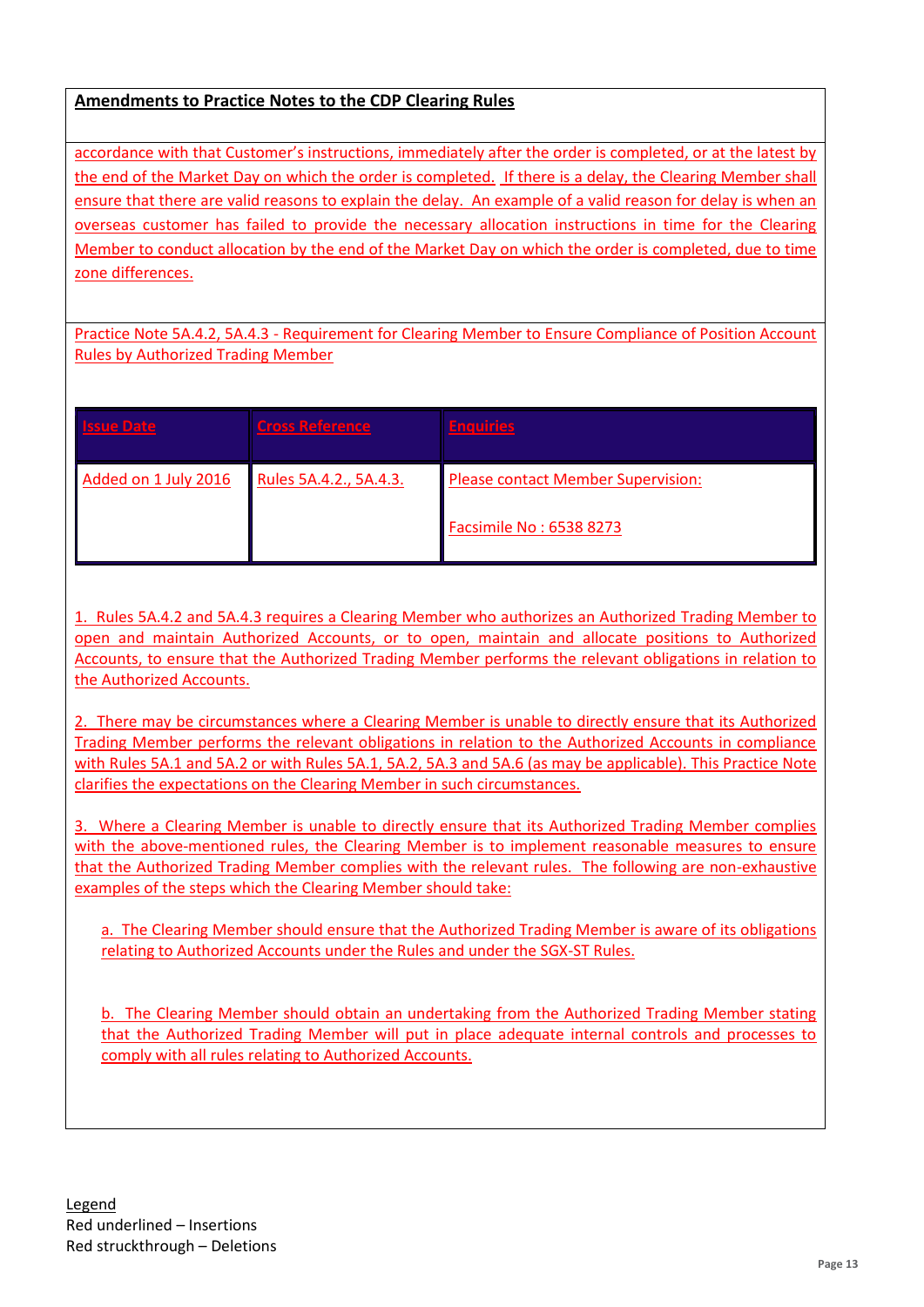**Amendments to Practice Notes to the CDP Clearing Rules**

accordance with that Customer's instructions, immediately after the order is completed, or at the latest by the end of the Market Day on which the order is completed. If there is a delay, the Clearing Member shall ensure that there are valid reasons to explain the delay. An example of a valid reason for delay is when an overseas customer has failed to provide the necessary allocation instructions in time for the Clearing Member to conduct allocation by the end of the Market Day on which the order is completed, due to time zone differences.

Practice Note 5A.4.2, 5A.4.3 - Requirement for Clearing Member to Ensure Compliance of Position Account Rules by Authorized Trading Member

| Issue Date | Cross Reference | Enquiries |
|---|---|---|
| Added on 1 July 2016 | Rules 5A.4.2., 5A.4.3. | Please contact Member Supervision:<br><br>Facsimile No : 6538 8273 |

1. Rules 5A.4.2 and 5A.4.3 requires a Clearing Member who authorizes an Authorized Trading Member to open and maintain Authorized Accounts, or to open, maintain and allocate positions to Authorized Accounts, to ensure that the Authorized Trading Member performs the relevant obligations in relation to the Authorized Accounts.

2. There may be circumstances where a Clearing Member is unable to directly ensure that its Authorized Trading Member performs the relevant obligations in relation to the Authorized Accounts in compliance with Rules 5A.1 and 5A.2 or with Rules 5A.1, 5A.2, 5A.3 and 5A.6 (as may be applicable). This Practice Note clarifies the expectations on the Clearing Member in such circumstances.

3. Where a Clearing Member is unable to directly ensure that its Authorized Trading Member complies with the above-mentioned rules, the Clearing Member is to implement reasonable measures to ensure that the Authorized Trading Member complies with the relevant rules. The following are non-exhaustive examples of the steps which the Clearing Member should take:

   a. The Clearing Member should ensure that the Authorized Trading Member is aware of its obligations relating to Authorized Accounts under the Rules and under the SGX-ST Rules.

   b. The Clearing Member should obtain an undertaking from the Authorized Trading Member stating that the Authorized Trading Member will put in place adequate internal controls and processes to comply with all rules relating to Authorized Accounts.

Legend
Red underlined – Insertions
Red struckthrough – Deletions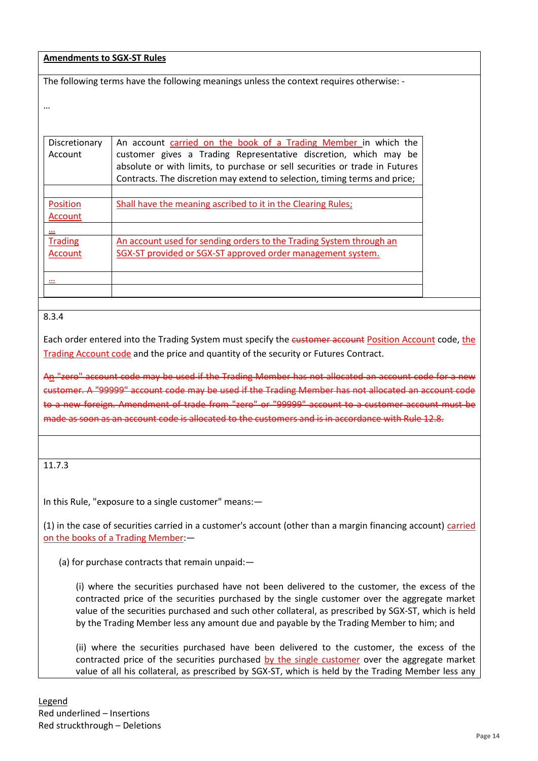**Amendments to SGX-ST Rules**

The following terms have the following meanings unless the context requires otherwise: -

…

| | |
|---|---|
| Discretionary Account | An account carried on the book of a Trading Member in which the customer gives a Trading Representative discretion, which may be absolute or with limits, to purchase or sell securities or trade in Futures Contracts. The discretion may extend to selection, timing terms and price; |
| | |
| Position Account | Shall have the meaning ascribed to it in the Clearing Rules; |
| … | |
| Trading Account | An account used for sending orders to the Trading System through an SGX-ST provided or SGX-ST approved order management system. |
| … | |
| | |

8.3.4

Each order entered into the Trading System must specify the ~~customer account~~ Position Account code, the Trading Account code and the price and quantity of the security or Futures Contract.

~~An "zero" account code may be used if the Trading Member has not allocated an account code for a new customer. A "99999" account code may be used if the Trading Member has not allocated an account code to a new foreign. Amendment of trade from "zero" or "99999" account to a customer account must be made as soon as an account code is allocated to the customers and is in accordance with Rule 12.8.~~

11.7.3

In this Rule, "exposure to a single customer" means:—

(1) in the case of securities carried in a customer's account (other than a margin financing account) carried on the books of a Trading Member:—

(a) for purchase contracts that remain unpaid:—

(i) where the securities purchased have not been delivered to the customer, the excess of the contracted price of the securities purchased by the single customer over the aggregate market value of the securities purchased and such other collateral, as prescribed by SGX-ST, which is held by the Trading Member less any amount due and payable by the Trading Member to him; and

(ii) where the securities purchased have been delivered to the customer, the excess of the contracted price of the securities purchased by the single customer over the aggregate market value of all his collateral, as prescribed by SGX-ST, which is held by the Trading Member less any

Legend
Red underlined – Insertions
Red struckthrough – Deletions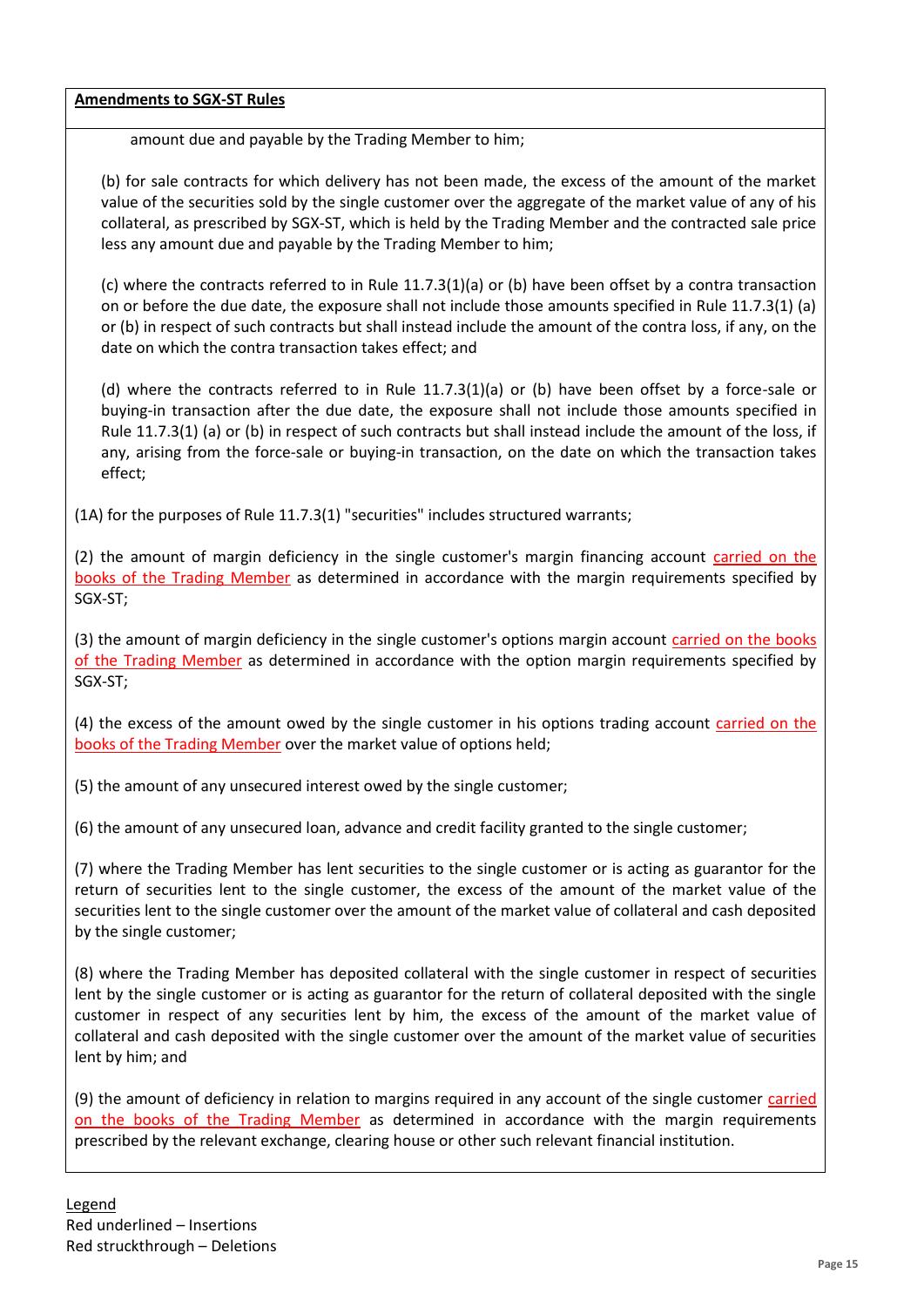**Amendments to SGX-ST Rules**

amount due and payable by the Trading Member to him;

(b) for sale contracts for which delivery has not been made, the excess of the amount of the market value of the securities sold by the single customer over the aggregate of the market value of any of his collateral, as prescribed by SGX-ST, which is held by the Trading Member and the contracted sale price less any amount due and payable by the Trading Member to him;

(c) where the contracts referred to in Rule 11.7.3(1)(a) or (b) have been offset by a contra transaction on or before the due date, the exposure shall not include those amounts specified in Rule 11.7.3(1) (a) or (b) in respect of such contracts but shall instead include the amount of the contra loss, if any, on the date on which the contra transaction takes effect; and

(d) where the contracts referred to in Rule 11.7.3(1)(a) or (b) have been offset by a force-sale or buying-in transaction after the due date, the exposure shall not include those amounts specified in Rule 11.7.3(1) (a) or (b) in respect of such contracts but shall instead include the amount of the loss, if any, arising from the force-sale or buying-in transaction, on the date on which the transaction takes effect;

(1A) for the purposes of Rule 11.7.3(1) "securities" includes structured warrants;

(2) the amount of margin deficiency in the single customer's margin financing account carried on the books of the Trading Member as determined in accordance with the margin requirements specified by SGX-ST;

(3) the amount of margin deficiency in the single customer's options margin account carried on the books of the Trading Member as determined in accordance with the option margin requirements specified by SGX-ST;

(4) the excess of the amount owed by the single customer in his options trading account carried on the books of the Trading Member over the market value of options held;

(5) the amount of any unsecured interest owed by the single customer;

(6) the amount of any unsecured loan, advance and credit facility granted to the single customer;

(7) where the Trading Member has lent securities to the single customer or is acting as guarantor for the return of securities lent to the single customer, the excess of the amount of the market value of the securities lent to the single customer over the amount of the market value of collateral and cash deposited by the single customer;

(8) where the Trading Member has deposited collateral with the single customer in respect of securities lent by the single customer or is acting as guarantor for the return of collateral deposited with the single customer in respect of any securities lent by him, the excess of the amount of the market value of collateral and cash deposited with the single customer over the amount of the market value of securities lent by him; and

(9) the amount of deficiency in relation to margins required in any account of the single customer carried on the books of the Trading Member as determined in accordance with the margin requirements prescribed by the relevant exchange, clearing house or other such relevant financial institution.

Legend
Red underlined – Insertions
Red struckthrough – Deletions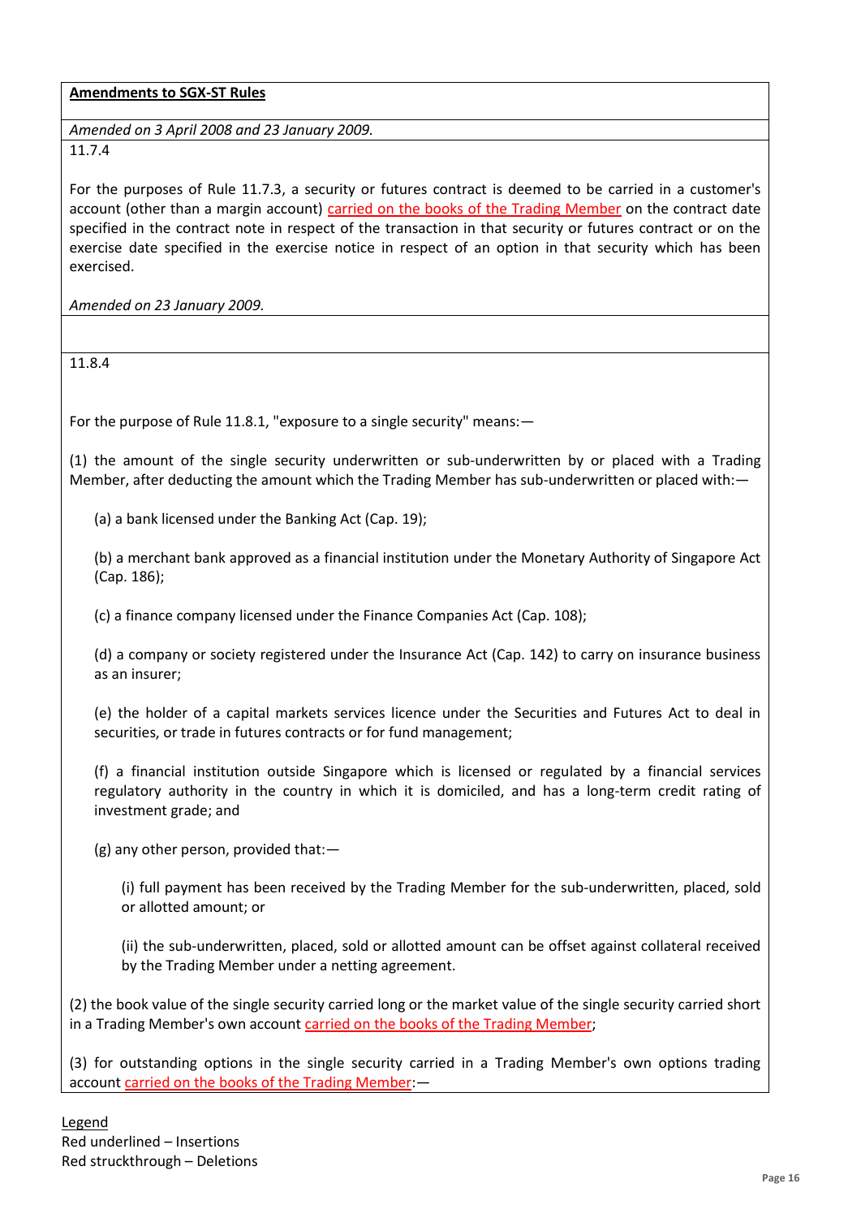**Amendments to SGX-ST Rules**

*Amended on 3 April 2008 and 23 January 2009.*

11.7.4

For the purposes of Rule 11.7.3, a security or futures contract is deemed to be carried in a customer's account (other than a margin account) <u>carried on the books of the Trading Member</u> on the contract date specified in the contract note in respect of the transaction in that security or futures contract or on the exercise date specified in the exercise notice in respect of an option in that security which has been exercised.

*Amended on 23 January 2009.*

11.8.4

For the purpose of Rule 11.8.1, "exposure to a single security" means:—

(1) the amount of the single security underwritten or sub-underwritten by or placed with a Trading Member, after deducting the amount which the Trading Member has sub-underwritten or placed with:—

(a) a bank licensed under the Banking Act (Cap. 19);

(b) a merchant bank approved as a financial institution under the Monetary Authority of Singapore Act (Cap. 186);

(c) a finance company licensed under the Finance Companies Act (Cap. 108);

(d) a company or society registered under the Insurance Act (Cap. 142) to carry on insurance business as an insurer;

(e) the holder of a capital markets services licence under the Securities and Futures Act to deal in securities, or trade in futures contracts or for fund management;

(f) a financial institution outside Singapore which is licensed or regulated by a financial services regulatory authority in the country in which it is domiciled, and has a long-term credit rating of investment grade; and

(g) any other person, provided that:—

(i) full payment has been received by the Trading Member for the sub-underwritten, placed, sold or allotted amount; or

(ii) the sub-underwritten, placed, sold or allotted amount can be offset against collateral received by the Trading Member under a netting agreement.

(2) the book value of the single security carried long or the market value of the single security carried short in a Trading Member's own account <u>carried on the books of the Trading Member</u>;

(3) for outstanding options in the single security carried in a Trading Member's own options trading account <u>carried on the books of the Trading Member</u>:—

<u>Legend</u>
Red underlined – Insertions
Red struckthrough – Deletions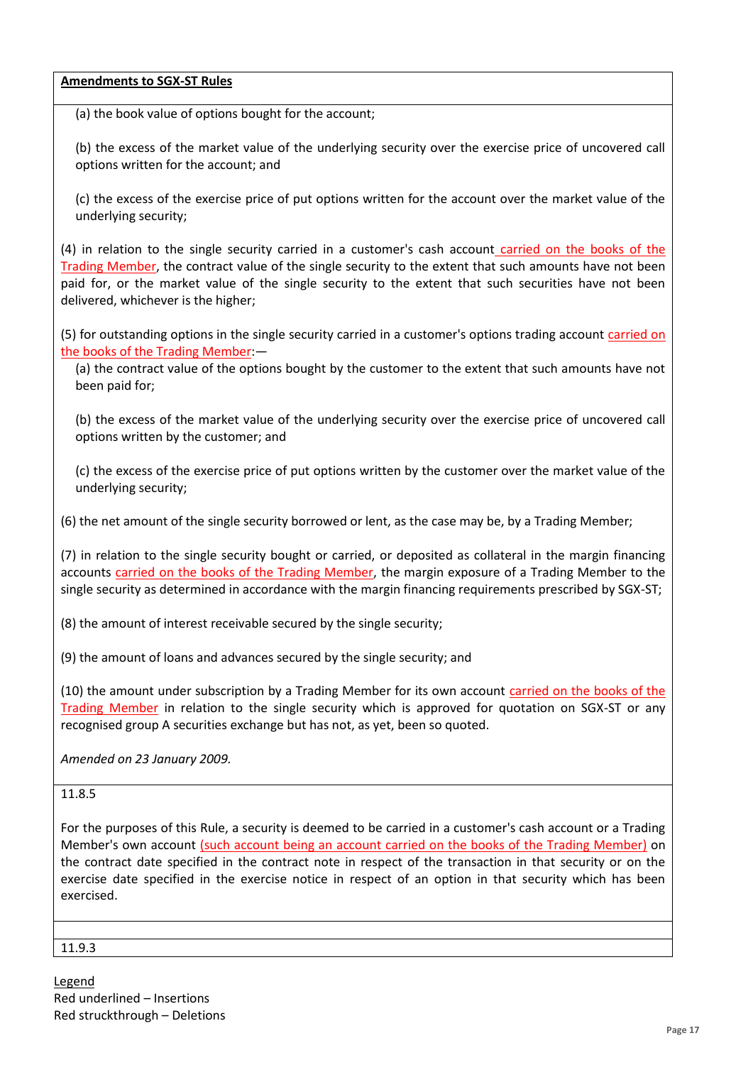**Amendments to SGX-ST Rules**

(a) the book value of options bought for the account;

(b) the excess of the market value of the underlying security over the exercise price of uncovered call options written for the account; and

(c) the excess of the exercise price of put options written for the account over the market value of the underlying security;

(4) in relation to the single security carried in a customer's cash account carried on the books of the Trading Member, the contract value of the single security to the extent that such amounts have not been paid for, or the market value of the single security to the extent that such securities have not been delivered, whichever is the higher;

(5) for outstanding options in the single security carried in a customer's options trading account carried on the books of the Trading Member:—

(a) the contract value of the options bought by the customer to the extent that such amounts have not been paid for;

(b) the excess of the market value of the underlying security over the exercise price of uncovered call options written by the customer; and

(c) the excess of the exercise price of put options written by the customer over the market value of the underlying security;

(6) the net amount of the single security borrowed or lent, as the case may be, by a Trading Member;

(7) in relation to the single security bought or carried, or deposited as collateral in the margin financing accounts carried on the books of the Trading Member, the margin exposure of a Trading Member to the single security as determined in accordance with the margin financing requirements prescribed by SGX-ST;

(8) the amount of interest receivable secured by the single security;

(9) the amount of loans and advances secured by the single security; and

(10) the amount under subscription by a Trading Member for its own account carried on the books of the Trading Member in relation to the single security which is approved for quotation on SGX-ST or any recognised group A securities exchange but has not, as yet, been so quoted.

*Amended on 23 January 2009.*

11.8.5

For the purposes of this Rule, a security is deemed to be carried in a customer's cash account or a Trading Member's own account (such account being an account carried on the books of the Trading Member) on the contract date specified in the contract note in respect of the transaction in that security or on the exercise date specified in the exercise notice in respect of an option in that security which has been exercised.

11.9.3

Legend
Red underlined – Insertions
Red struckthrough – Deletions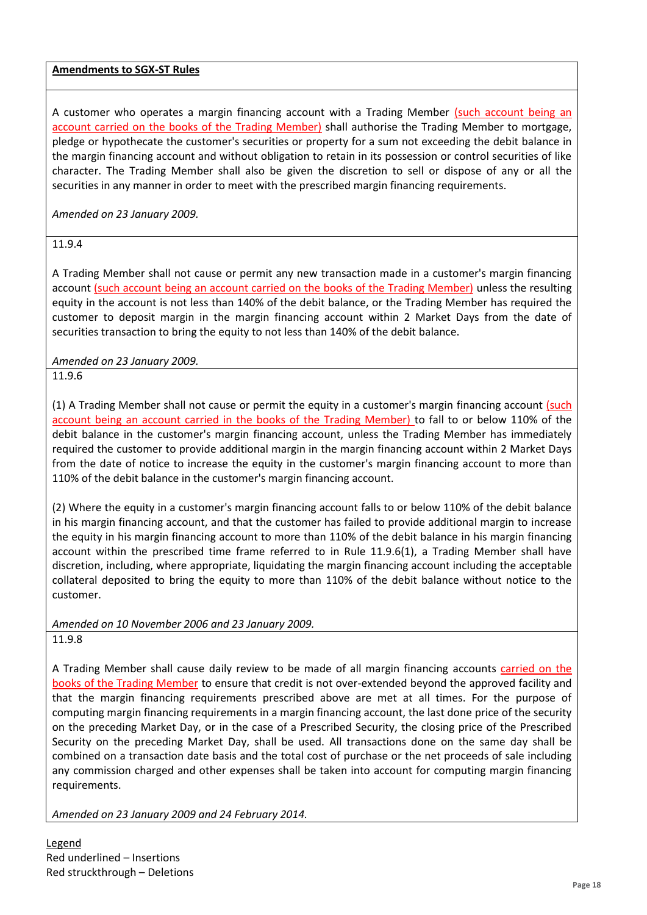**Amendments to SGX-ST Rules**

A customer who operates a margin financing account with a Trading Member <u>(such account being an account carried on the books of the Trading Member)</u> shall authorise the Trading Member to mortgage, pledge or hypothecate the customer's securities or property for a sum not exceeding the debit balance in the margin financing account and without obligation to retain in its possession or control securities of like character. The Trading Member shall also be given the discretion to sell or dispose of any or all the securities in any manner in order to meet with the prescribed margin financing requirements.

*Amended on 23 January 2009.*

11.9.4

A Trading Member shall not cause or permit any new transaction made in a customer's margin financing account <u>(such account being an account carried on the books of the Trading Member)</u> unless the resulting equity in the account is not less than 140% of the debit balance, or the Trading Member has required the customer to deposit margin in the margin financing account within 2 Market Days from the date of securities transaction to bring the equity to not less than 140% of the debit balance.

*Amended on 23 January 2009.*

11.9.6

(1) A Trading Member shall not cause or permit the equity in a customer's margin financing account <u>(such account being an account carried in the books of the Trading Member)</u> to fall to or below 110% of the debit balance in the customer's margin financing account, unless the Trading Member has immediately required the customer to provide additional margin in the margin financing account within 2 Market Days from the date of notice to increase the equity in the customer's margin financing account to more than 110% of the debit balance in the customer's margin financing account.

(2) Where the equity in a customer's margin financing account falls to or below 110% of the debit balance in his margin financing account, and that the customer has failed to provide additional margin to increase the equity in his margin financing account to more than 110% of the debit balance in his margin financing account within the prescribed time frame referred to in Rule 11.9.6(1), a Trading Member shall have discretion, including, where appropriate, liquidating the margin financing account including the acceptable collateral deposited to bring the equity to more than 110% of the debit balance without notice to the customer.

*Amended on 10 November 2006 and 23 January 2009.*

11.9.8

A Trading Member shall cause daily review to be made of all margin financing accounts <u>carried on the books of the Trading Member</u> to ensure that credit is not over-extended beyond the approved facility and that the margin financing requirements prescribed above are met at all times. For the purpose of computing margin financing requirements in a margin financing account, the last done price of the security on the preceding Market Day, or in the case of a Prescribed Security, the closing price of the Prescribed Security on the preceding Market Day, shall be used. All transactions done on the same day shall be combined on a transaction date basis and the total cost of purchase or the net proceeds of sale including any commission charged and other expenses shall be taken into account for computing margin financing requirements.

*Amended on 23 January 2009 and 24 February 2014.*

<u>Legend</u>
Red underlined – Insertions
Red struckthrough – Deletions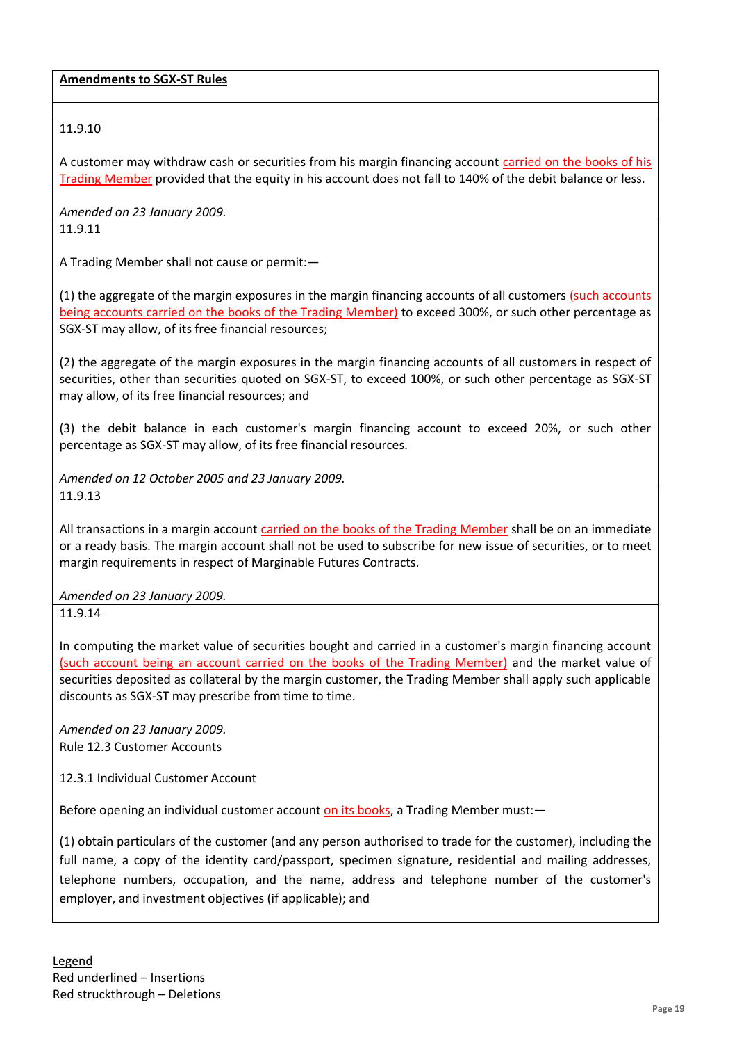**Amendments to SGX-ST Rules**

11.9.10

A customer may withdraw cash or securities from his margin financing account <ins>carried on the books of his Trading Member</ins> provided that the equity in his account does not fall to 140% of the debit balance or less.

*Amended on 23 January 2009.*

11.9.11

A Trading Member shall not cause or permit:—

(1) the aggregate of the margin exposures in the margin financing accounts of all customers <ins>(such accounts being accounts carried on the books of the Trading Member)</ins> to exceed 300%, or such other percentage as SGX-ST may allow, of its free financial resources;

(2) the aggregate of the margin exposures in the margin financing accounts of all customers in respect of securities, other than securities quoted on SGX-ST, to exceed 100%, or such other percentage as SGX-ST may allow, of its free financial resources; and

(3) the debit balance in each customer's margin financing account to exceed 20%, or such other percentage as SGX-ST may allow, of its free financial resources.

*Amended on 12 October 2005 and 23 January 2009.*

11.9.13

All transactions in a margin account <ins>carried on the books of the Trading Member</ins> shall be on an immediate or a ready basis. The margin account shall not be used to subscribe for new issue of securities, or to meet margin requirements in respect of Marginable Futures Contracts.

*Amended on 23 January 2009.*

11.9.14

In computing the market value of securities bought and carried in a customer's margin financing account <ins>(such account being an account carried on the books of the Trading Member)</ins> and the market value of securities deposited as collateral by the margin customer, the Trading Member shall apply such applicable discounts as SGX-ST may prescribe from time to time.

*Amended on 23 January 2009.*

Rule 12.3 Customer Accounts

12.3.1 Individual Customer Account

Before opening an individual customer account <ins>on its books</ins>, a Trading Member must:—

(1) obtain particulars of the customer (and any person authorised to trade for the customer), including the full name, a copy of the identity card/passport, specimen signature, residential and mailing addresses, telephone numbers, occupation, and the name, address and telephone number of the customer's employer, and investment objectives (if applicable); and

Legend
Red underlined – Insertions
Red struckthrough – Deletions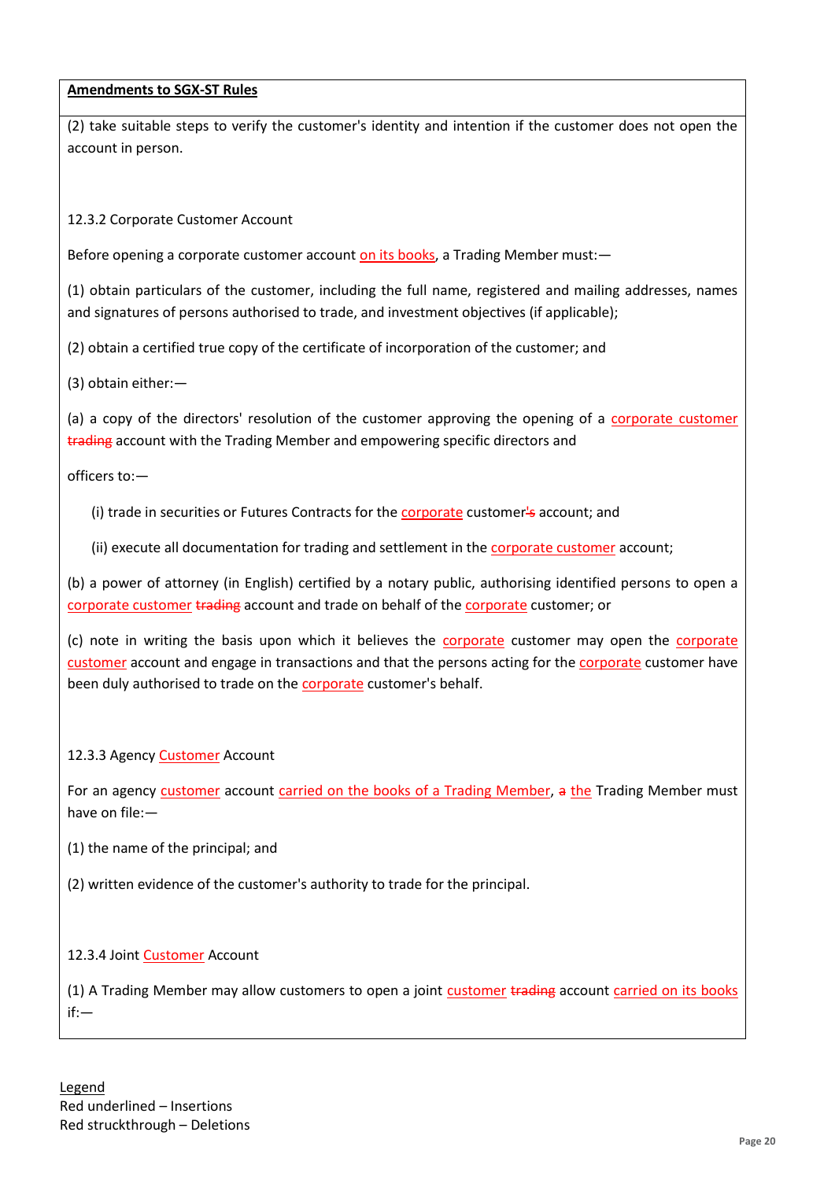**Amendments to SGX-ST Rules**

(2) take suitable steps to verify the customer's identity and intention if the customer does not open the account in person.

12.3.2 Corporate Customer Account

Before opening a corporate customer account <ins>on its books</ins>, a Trading Member must:—

(1) obtain particulars of the customer, including the full name, registered and mailing addresses, names and signatures of persons authorised to trade, and investment objectives (if applicable);

(2) obtain a certified true copy of the certificate of incorporation of the customer; and

(3) obtain either:—

(a) a copy of the directors' resolution of the customer approving the opening of a <ins>corporate customer</ins> ~~trading~~ account with the Trading Member and empowering specific directors and

officers to:—

(i) trade in securities or Futures Contracts for the <ins>corporate</ins> customer~~'s~~ account; and

(ii) execute all documentation for trading and settlement in the <ins>corporate customer</ins> account;

(b) a power of attorney (in English) certified by a notary public, authorising identified persons to open a <ins>corporate customer</ins> ~~trading~~ account and trade on behalf of the <ins>corporate</ins> customer; or

(c) note in writing the basis upon which it believes the <ins>corporate</ins> customer may open the <ins>corporate customer</ins> account and engage in transactions and that the persons acting for the <ins>corporate</ins> customer have been duly authorised to trade on the <ins>corporate</ins> customer's behalf.

12.3.3 Agency <ins>Customer</ins> Account

For an agency <ins>customer</ins> account <ins>carried on the books of a Trading Member</ins>, ~~a~~ <ins>the</ins> Trading Member must have on file:—

(1) the name of the principal; and

(2) written evidence of the customer's authority to trade for the principal.

12.3.4 Joint <ins>Customer</ins> Account

(1) A Trading Member may allow customers to open a joint <ins>customer</ins> ~~trading~~ account <ins>carried on its books</ins> if:—

Legend
Red underlined – Insertions
Red struckthrough – Deletions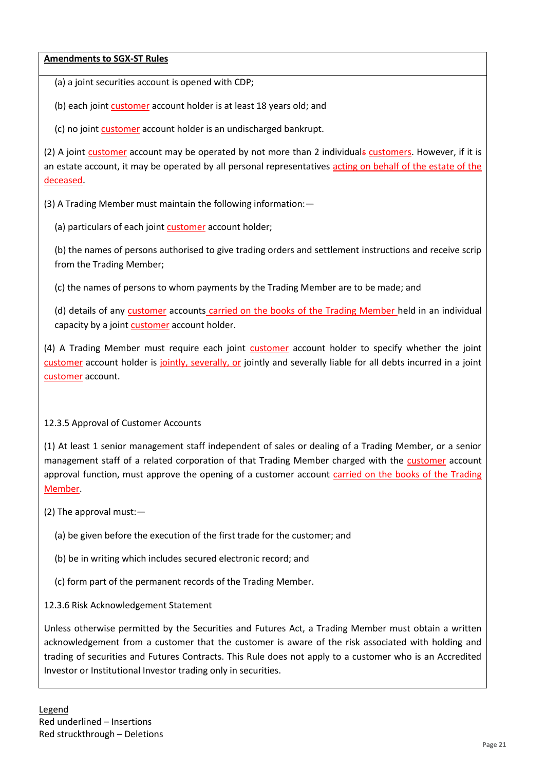**Amendments to SGX-ST Rules**

(a) a joint securities account is opened with CDP;

(b) each joint customer account holder is at least 18 years old; and

(c) no joint customer account holder is an undischarged bankrupt.

(2) A joint customer account may be operated by not more than 2 individuals customers. However, if it is an estate account, it may be operated by all personal representatives acting on behalf of the estate of the deceased.

(3) A Trading Member must maintain the following information:—

(a) particulars of each joint customer account holder;

(b) the names of persons authorised to give trading orders and settlement instructions and receive scrip from the Trading Member;

(c) the names of persons to whom payments by the Trading Member are to be made; and

(d) details of any customer accounts carried on the books of the Trading Member held in an individual capacity by a joint customer account holder.

(4) A Trading Member must require each joint customer account holder to specify whether the joint customer account holder is jointly, severally, or jointly and severally liable for all debts incurred in a joint customer account.

12.3.5 Approval of Customer Accounts

(1) At least 1 senior management staff independent of sales or dealing of a Trading Member, or a senior management staff of a related corporation of that Trading Member charged with the customer account approval function, must approve the opening of a customer account carried on the books of the Trading Member.

(2) The approval must:—

(a) be given before the execution of the first trade for the customer; and

(b) be in writing which includes secured electronic record; and

(c) form part of the permanent records of the Trading Member.

12.3.6 Risk Acknowledgement Statement

Unless otherwise permitted by the Securities and Futures Act, a Trading Member must obtain a written acknowledgement from a customer that the customer is aware of the risk associated with holding and trading of securities and Futures Contracts. This Rule does not apply to a customer who is an Accredited Investor or Institutional Investor trading only in securities.

Legend
Red underlined – Insertions
Red struckthrough – Deletions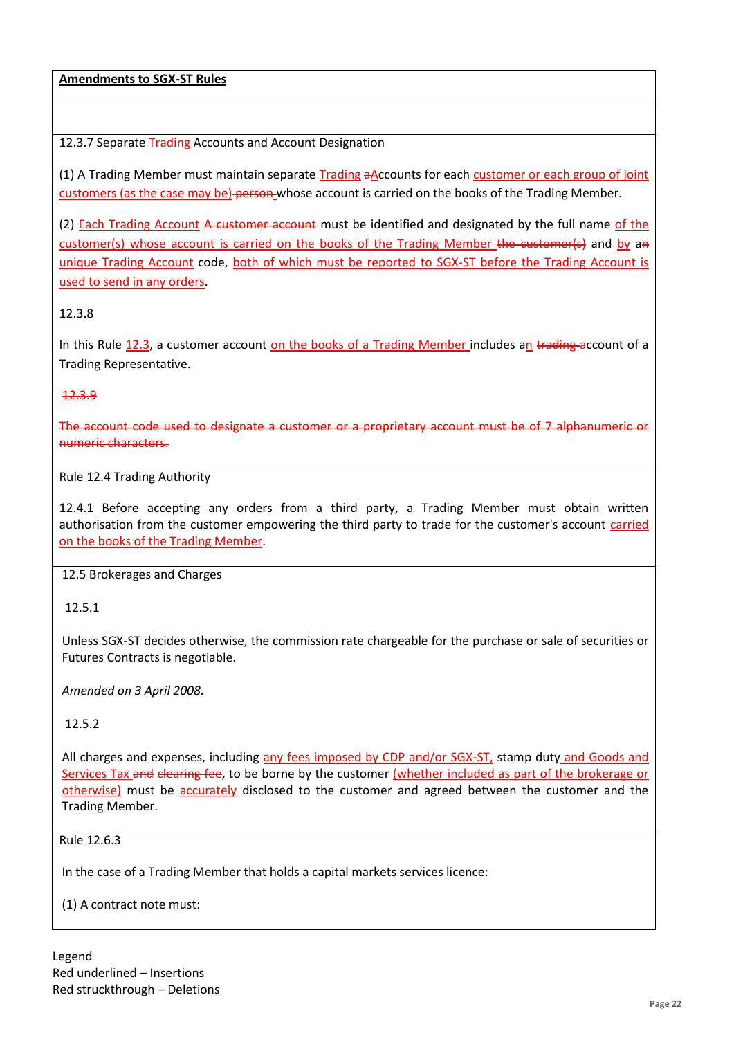**Amendments to SGX-ST Rules**

12.3.7 Separate <u>Trading</u> Accounts and Account Designation

(1) A Trading Member must maintain separate <u>Trading</u> ~~a~~<u>A</u>ccounts for each <u>customer or each group of joint customers (as the case may be)</u> ~~person~~ whose account is carried on the books of the Trading Member.

(2) <u>Each Trading Account</u> ~~A customer account~~ must be identified and designated by the full name <u>of the customer(s) whose account is carried on the books of the Trading Member</u> ~~the customer(s)~~ and <u>by</u> a~~n~~ <u>unique Trading Account</u> code, <u>both of which must be reported to SGX-ST before the Trading Account is used to send in any orders</u>.

12.3.8

In this Rule <u>12.3</u>, a customer account <u>on the books of a Trading Member</u> includes a<u>n</u> ~~trading~~ account of a Trading Representative.

~~12.3.9~~

~~The account code used to designate a customer or a proprietary account must be of 7 alphanumeric or numeric characters.~~

Rule 12.4 Trading Authority

12.4.1 Before accepting any orders from a third party, a Trading Member must obtain written authorisation from the customer empowering the third party to trade for the customer's account <u>carried on the books of the Trading Member</u>.

12.5 Brokerages and Charges

12.5.1

Unless SGX-ST decides otherwise, the commission rate chargeable for the purchase or sale of securities or Futures Contracts is negotiable.

*Amended on 3 April 2008.*

12.5.2

All charges and expenses, including <u>any fees imposed by CDP and/or SGX-ST,</u> stamp duty <u>and Goods and Services Tax</u> ~~and clearing fee~~, to be borne by the customer <u>(whether included as part of the brokerage or otherwise)</u> must be <u>accurately</u> disclosed to the customer and agreed between the customer and the Trading Member.

Rule 12.6.3

In the case of a Trading Member that holds a capital markets services licence:

(1) A contract note must:

<u>Legend</u>
Red underlined – Insertions
Red struckthrough – Deletions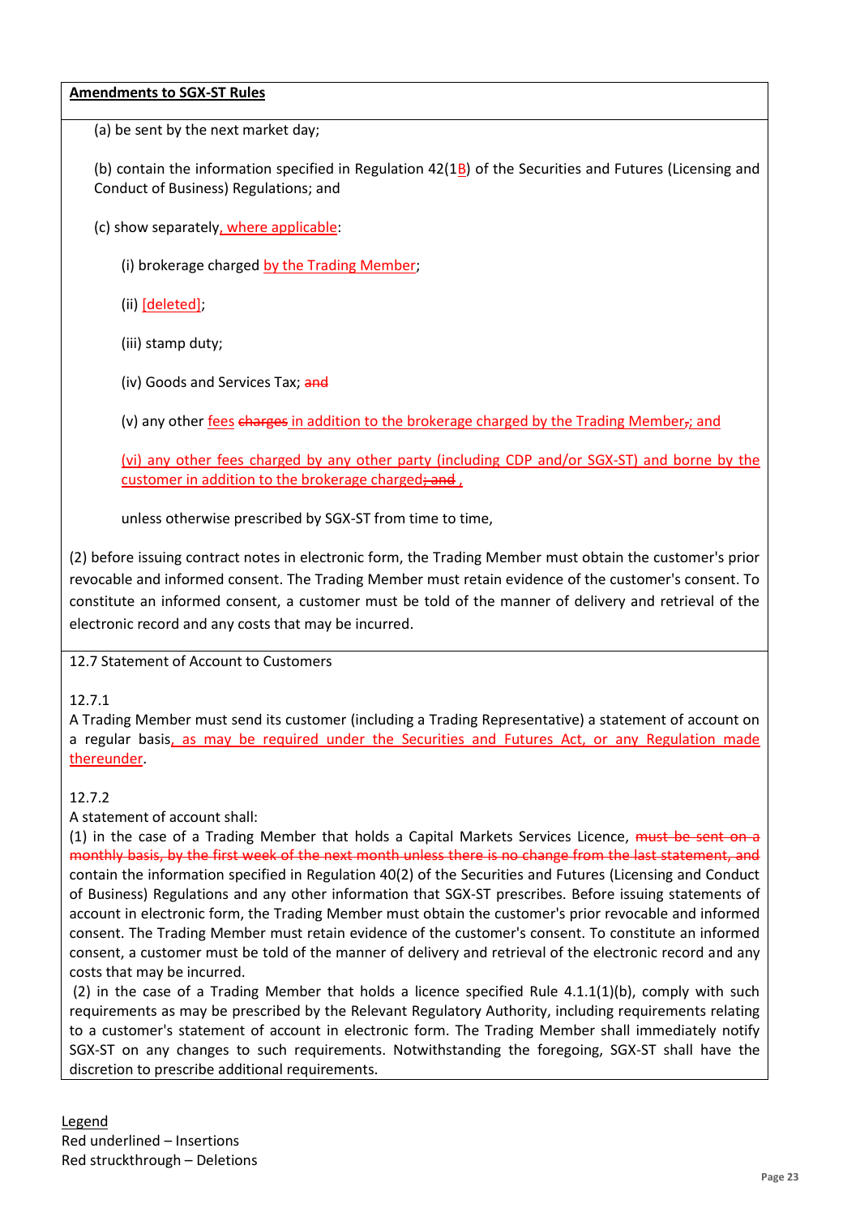**Amendments to SGX-ST Rules**

(a) be sent by the next market day;

(b) contain the information specified in Regulation 42(1B) of the Securities and Futures (Licensing and Conduct of Business) Regulations; and

(c) show separately, where applicable:

(i) brokerage charged by the Trading Member;

(ii) [deleted];

(iii) stamp duty;

(iv) Goods and Services Tax; ~~and~~

(v) any other fees ~~charges~~ in addition to the brokerage charged by the Trading Member,~~;~~ and

(vi) any other fees charged by any other party (including CDP and/or SGX-ST) and borne by the customer in addition to the brokerage charged~~; and~~ ,

unless otherwise prescribed by SGX-ST from time to time,

(2) before issuing contract notes in electronic form, the Trading Member must obtain the customer's prior revocable and informed consent. The Trading Member must retain evidence of the customer's consent. To constitute an informed consent, a customer must be told of the manner of delivery and retrieval of the electronic record and any costs that may be incurred.

12.7 Statement of Account to Customers

12.7.1

A Trading Member must send its customer (including a Trading Representative) a statement of account on a regular basis, as may be required under the Securities and Futures Act, or any Regulation made thereunder.

12.7.2

A statement of account shall:

(1) in the case of a Trading Member that holds a Capital Markets Services Licence, ~~must be sent on a monthly basis, by the first week of the next month unless there is no change from the last statement, and~~ contain the information specified in Regulation 40(2) of the Securities and Futures (Licensing and Conduct of Business) Regulations and any other information that SGX-ST prescribes. Before issuing statements of account in electronic form, the Trading Member must obtain the customer's prior revocable and informed consent. The Trading Member must retain evidence of the customer's consent. To constitute an informed consent, a customer must be told of the manner of delivery and retrieval of the electronic record and any costs that may be incurred.

(2) in the case of a Trading Member that holds a licence specified Rule 4.1.1(1)(b), comply with such requirements as may be prescribed by the Relevant Regulatory Authority, including requirements relating to a customer's statement of account in electronic form. The Trading Member shall immediately notify SGX-ST on any changes to such requirements. Notwithstanding the foregoing, SGX-ST shall have the discretion to prescribe additional requirements.

Legend

Red underlined – Insertions

Red struckthrough – Deletions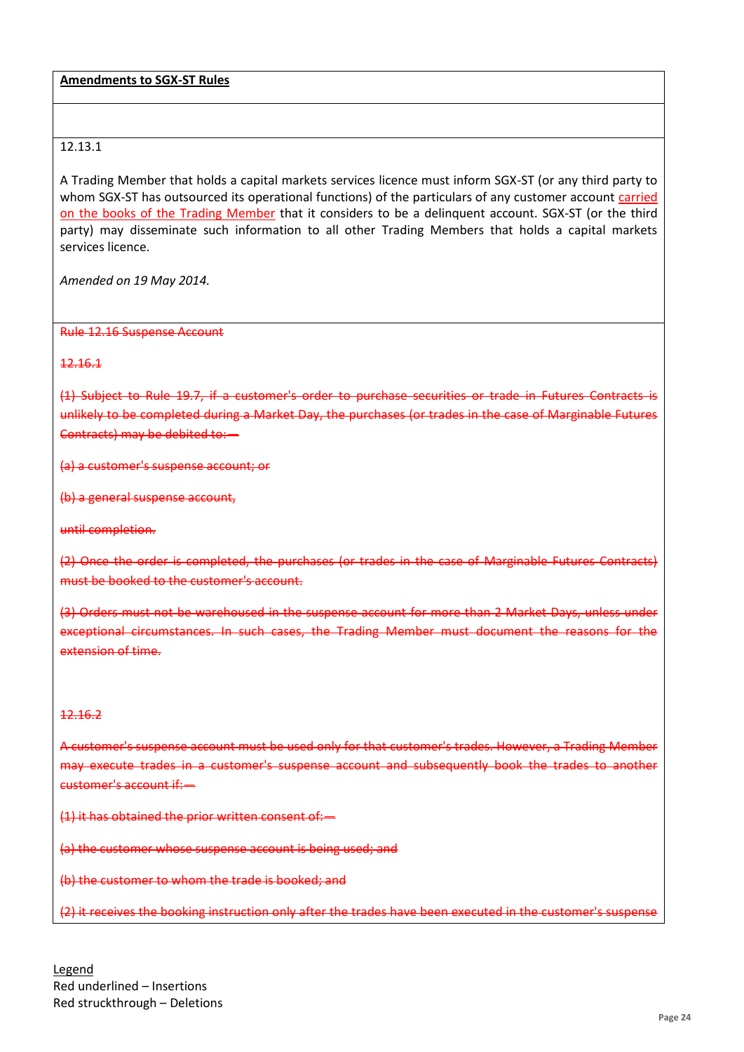**Amendments to SGX-ST Rules**

12.13.1

A Trading Member that holds a capital markets services licence must inform SGX-ST (or any third party to whom SGX-ST has outsourced its operational functions) of the particulars of any customer account <ins>carried on the books of the Trading Member</ins> that it considers to be a delinquent account. SGX-ST (or the third party) may disseminate such information to all other Trading Members that holds a capital markets services licence.

*Amended on 19 May 2014.*

~~Rule 12.16 Suspense Account~~

~~12.16.1~~

~~(1) Subject to Rule 19.7, if a customer's order to purchase securities or trade in Futures Contracts is unlikely to be completed during a Market Day, the purchases (or trades in the case of Marginable Futures Contracts) may be debited to:—~~

~~(a) a customer's suspense account; or~~

~~(b) a general suspense account,~~

~~until completion.~~

~~(2) Once the order is completed, the purchases (or trades in the case of Marginable Futures Contracts) must be booked to the customer's account.~~

~~(3) Orders must not be warehoused in the suspense account for more than 2 Market Days, unless under exceptional circumstances. In such cases, the Trading Member must document the reasons for the extension of time.~~

~~12.16.2~~

~~A customer's suspense account must be used only for that customer's trades. However, a Trading Member may execute trades in a customer's suspense account and subsequently book the trades to another customer's account if:—~~

~~(1) it has obtained the prior written consent of:—~~

~~(a) the customer whose suspense account is being used; and~~

~~(b) the customer to whom the trade is booked; and~~

~~(2) it receives the booking instruction only after the trades have been executed in the customer's suspense~~

Legend
Red underlined – Insertions
Red struckthrough – Deletions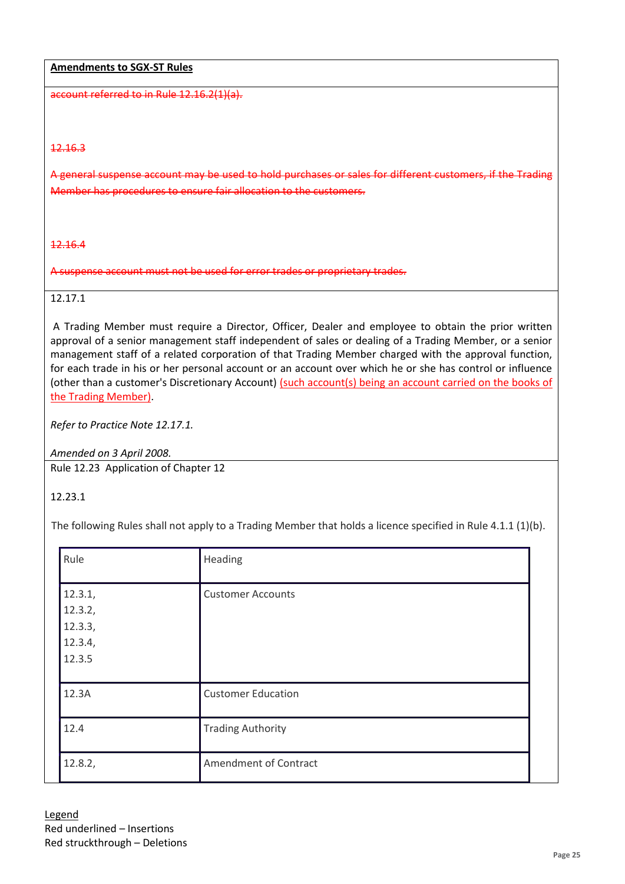**Amendments to SGX-ST Rules**

~~account referred to in Rule 12.16.2(1)(a).~~

~~12.16.3~~

~~A general suspense account may be used to hold purchases or sales for different customers, if the Trading Member has procedures to ensure fair allocation to the customers.~~

~~12.16.4~~

~~A suspense account must not be used for error trades or proprietary trades.~~

12.17.1

A Trading Member must require a Director, Officer, Dealer and employee to obtain the prior written approval of a senior management staff independent of sales or dealing of a Trading Member, or a senior management staff of a related corporation of that Trading Member charged with the approval function, for each trade in his or her personal account or an account over which he or she has control or influence (other than a customer's Discretionary Account) <u>(such account(s) being an account carried on the books of the Trading Member)</u>.

*Refer to Practice Note 12.17.1.*

*Amended on 3 April 2008.*

Rule 12.23 Application of Chapter 12

12.23.1

The following Rules shall not apply to a Trading Member that holds a licence specified in Rule 4.1.1 (1)(b).

| Rule | Heading |
|---|---|
| 12.3.1, 12.3.2, 12.3.3, 12.3.4, 12.3.5 | Customer Accounts |
| 12.3A | Customer Education |
| 12.4 | Trading Authority |
| 12.8.2, | Amendment of Contract |

Legend
Red underlined – Insertions
Red struckthrough – Deletions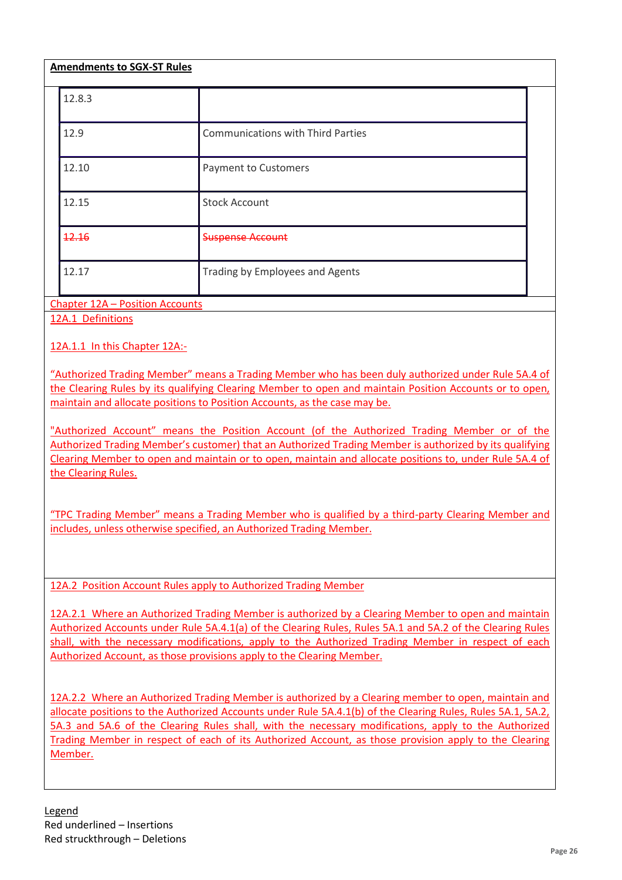**Amendments to SGX-ST Rules**

| 12.8.3 | |
|---|---|
| 12.9 | Communications with Third Parties |
| 12.10 | Payment to Customers |
| 12.15 | Stock Account |
| ~~12.16~~ | ~~Suspense Account~~ |
| 12.17 | Trading by Employees and Agents |

<u>Chapter 12A – Position Accounts</u>

<u>12A.1 Definitions</u>

<u>12A.1.1 In this Chapter 12A:-</u>

<u>“Authorized Trading Member” means a Trading Member who has been duly authorized under Rule 5A.4 of the Clearing Rules by its qualifying Clearing Member to open and maintain Position Accounts or to open, maintain and allocate positions to Position Accounts, as the case may be.</u>

<u>"Authorized Account” means the Position Account (of the Authorized Trading Member or of the Authorized Trading Member’s customer) that an Authorized Trading Member is authorized by its qualifying Clearing Member to open and maintain or to open, maintain and allocate positions to, under Rule 5A.4 of the Clearing Rules.</u>

<u>“TPC Trading Member” means a Trading Member who is qualified by a third-party Clearing Member and includes, unless otherwise specified, an Authorized Trading Member.</u>

<u>12A.2 Position Account Rules apply to Authorized Trading Member</u>

<u>12A.2.1 Where an Authorized Trading Member is authorized by a Clearing Member to open and maintain Authorized Accounts under Rule 5A.4.1(a) of the Clearing Rules, Rules 5A.1 and 5A.2 of the Clearing Rules shall, with the necessary modifications, apply to the Authorized Trading Member in respect of each Authorized Account, as those provisions apply to the Clearing Member.</u>

<u>12A.2.2 Where an Authorized Trading Member is authorized by a Clearing member to open, maintain and allocate positions to the Authorized Accounts under Rule 5A.4.1(b) of the Clearing Rules, Rules 5A.1, 5A.2, 5A.3 and 5A.6 of the Clearing Rules shall, with the necessary modifications, apply to the Authorized Trading Member in respect of each of its Authorized Account, as those provision apply to the Clearing Member.</u>

<u>Legend</u>
Red underlined – Insertions
Red struckthrough – Deletions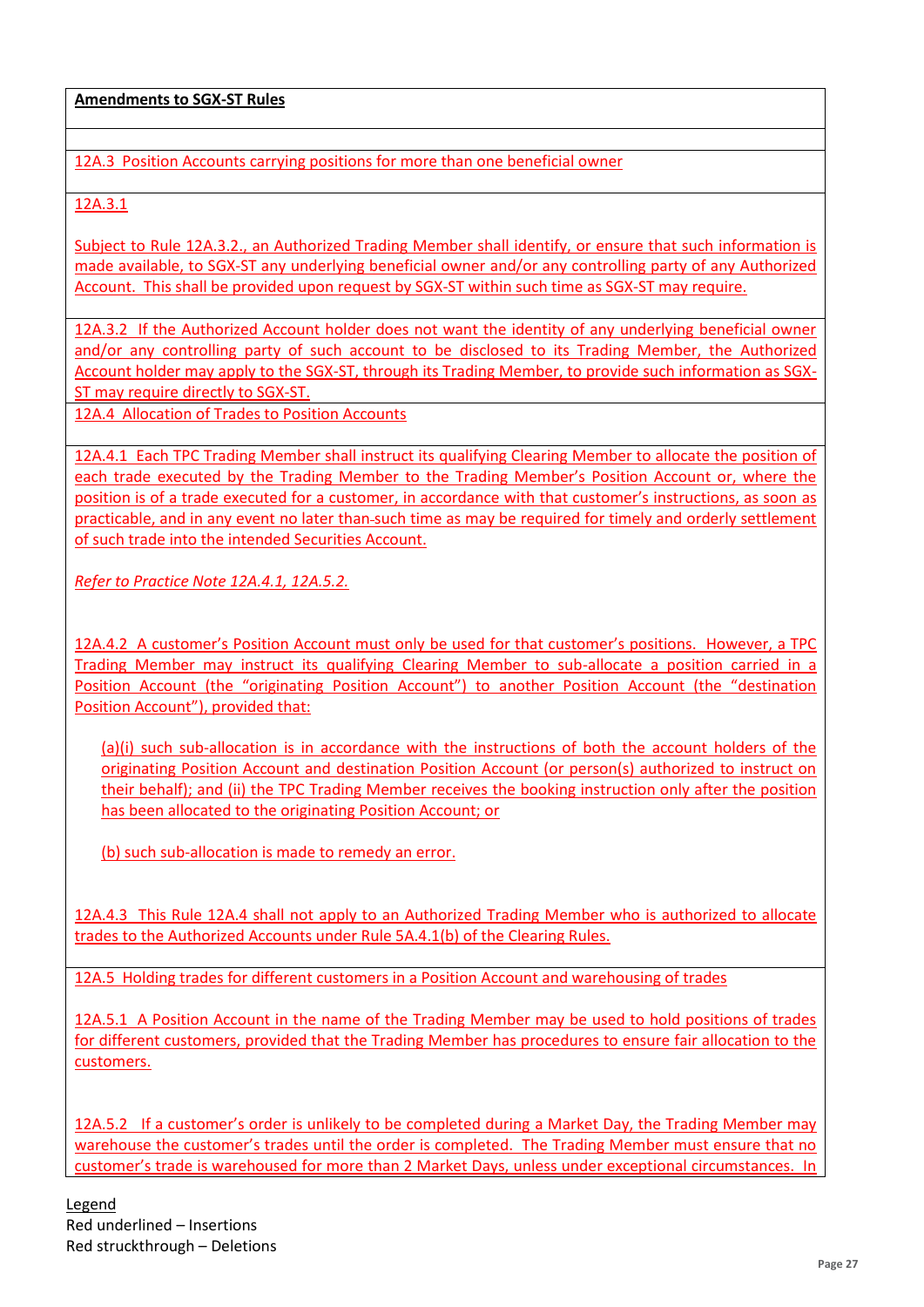**Amendments to SGX-ST Rules**

12A.3 Position Accounts carrying positions for more than one beneficial owner

12A.3.1

Subject to Rule 12A.3.2., an Authorized Trading Member shall identify, or ensure that such information is made available, to SGX-ST any underlying beneficial owner and/or any controlling party of any Authorized Account. This shall be provided upon request by SGX-ST within such time as SGX-ST may require.

12A.3.2 If the Authorized Account holder does not want the identity of any underlying beneficial owner and/or any controlling party of such account to be disclosed to its Trading Member, the Authorized Account holder may apply to the SGX-ST, through its Trading Member, to provide such information as SGX-ST may require directly to SGX-ST.

12A.4 Allocation of Trades to Position Accounts

12A.4.1 Each TPC Trading Member shall instruct its qualifying Clearing Member to allocate the position of each trade executed by the Trading Member to the Trading Member's Position Account or, where the position is of a trade executed for a customer, in accordance with that customer's instructions, as soon as practicable, and in any event no later than such time as may be required for timely and orderly settlement of such trade into the intended Securities Account.

*Refer to Practice Note 12A.4.1, 12A.5.2.*

12A.4.2 A customer's Position Account must only be used for that customer's positions. However, a TPC Trading Member may instruct its qualifying Clearing Member to sub-allocate a position carried in a Position Account (the "originating Position Account") to another Position Account (the "destination Position Account"), provided that:

(a)(i) such sub-allocation is in accordance with the instructions of both the account holders of the originating Position Account and destination Position Account (or person(s) authorized to instruct on their behalf); and (ii) the TPC Trading Member receives the booking instruction only after the position has been allocated to the originating Position Account; or

(b) such sub-allocation is made to remedy an error.

12A.4.3 This Rule 12A.4 shall not apply to an Authorized Trading Member who is authorized to allocate trades to the Authorized Accounts under Rule 5A.4.1(b) of the Clearing Rules.

12A.5 Holding trades for different customers in a Position Account and warehousing of trades

12A.5.1 A Position Account in the name of the Trading Member may be used to hold positions of trades for different customers, provided that the Trading Member has procedures to ensure fair allocation to the customers.

12A.5.2 If a customer's order is unlikely to be completed during a Market Day, the Trading Member may warehouse the customer's trades until the order is completed. The Trading Member must ensure that no customer's trade is warehoused for more than 2 Market Days, unless under exceptional circumstances. In

Legend
Red underlined – Insertions
Red struckthrough – Deletions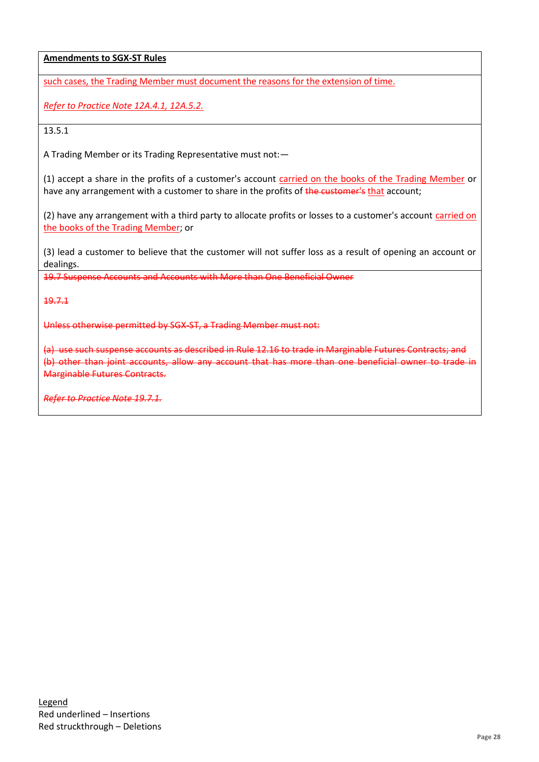**Amendments to SGX-ST Rules**

<u>such cases, the Trading Member must document the reasons for the extension of time.</u>

*<u>Refer to Practice Note 12A.4.1, 12A.5.2.</u>*

13.5.1

A Trading Member or its Trading Representative must not:—

(1) accept a share in the profits of a customer's account <u>carried on the books of the Trading Member</u> or have any arrangement with a customer to share in the profits of ~~the customer's~~ <u>that</u> account;

(2) have any arrangement with a third party to allocate profits or losses to a customer's account <u>carried on the books of the Trading Member</u>; or

(3) lead a customer to believe that the customer will not suffer loss as a result of opening an account or dealings.

~~19.7 Suspense Accounts and Accounts with More than One Beneficial Owner~~

~~19.7.1~~

~~Unless otherwise permitted by SGX-ST, a Trading Member must not:~~

~~(a) use such suspense accounts as described in Rule 12.16 to trade in Marginable Futures Contracts; and~~
~~(b) other than joint accounts, allow any account that has more than one beneficial owner to trade in Marginable Futures Contracts.~~

*~~Refer to Practice Note 19.7.1.~~*

Legend
Red underlined – Insertions
Red struckthrough – Deletions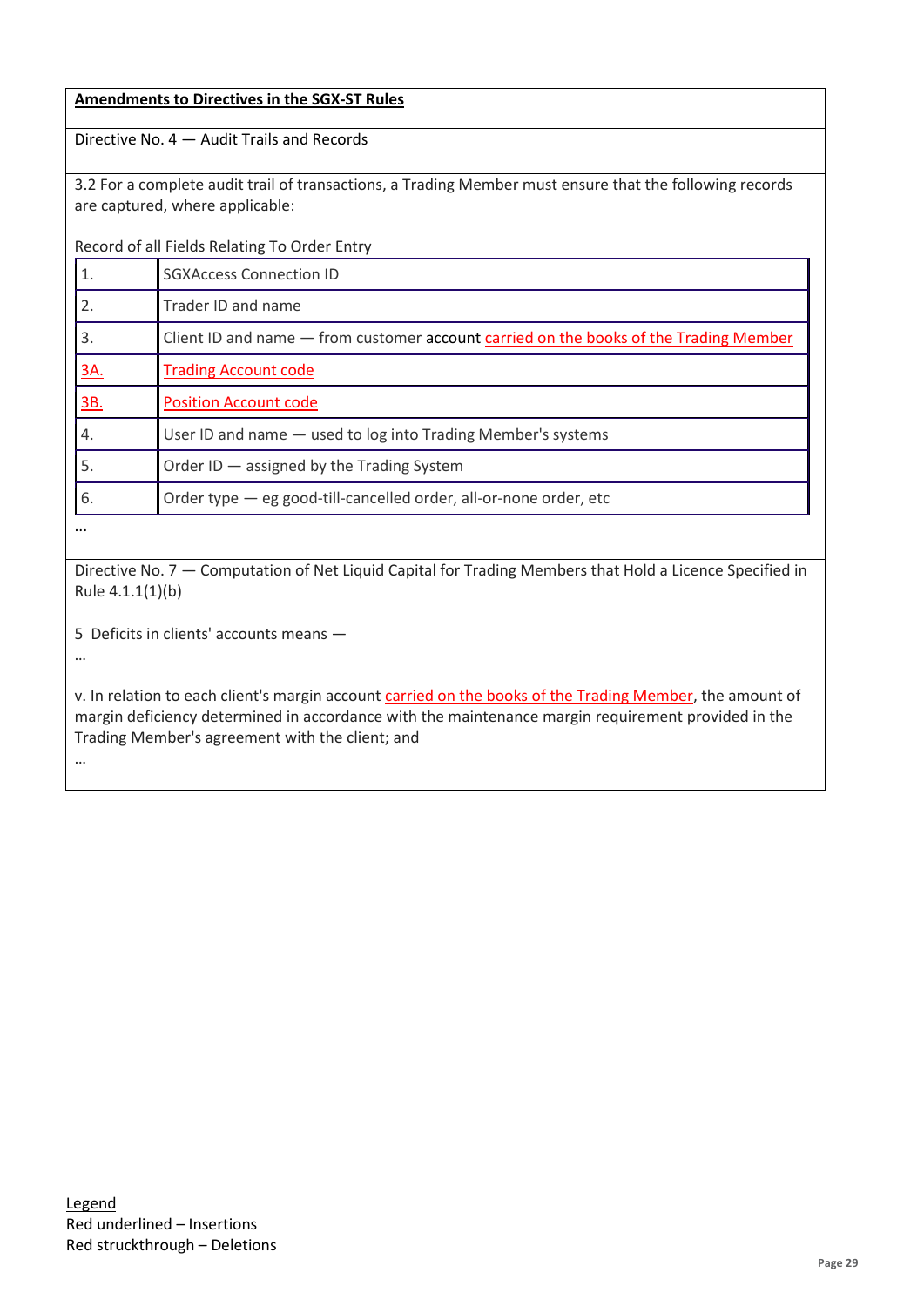**<u>Amendments to Directives in the SGX-ST Rules</u>**

Directive No. 4 — Audit Trails and Records

3.2 For a complete audit trail of transactions, a Trading Member must ensure that the following records are captured, where applicable:

Record of all Fields Relating To Order Entry

| | |
|---|---|
| 1. | SGXAccess Connection ID |
| 2. | Trader ID and name |
| 3. | Client ID and name — from customer account <u>carried on the books of the Trading Member</u> |
| <u>3A.</u> | <u>Trading Account code</u> |
| <u>3B.</u> | <u>Position Account code</u> |
| 4. | User ID and name — used to log into Trading Member's systems |
| 5. | Order ID — assigned by the Trading System |
| 6. | Order type — eg good-till-cancelled order, all-or-none order, etc |

...

Directive No. 7 — Computation of Net Liquid Capital for Trading Members that Hold a Licence Specified in Rule 4.1.1(1)(b)

5 Deficits in clients' accounts means —

...

v. In relation to each client's margin account <u>carried on the books of the Trading Member</u>, the amount of margin deficiency determined in accordance with the maintenance margin requirement provided in the Trading Member's agreement with the client; and

...

<u>Legend</u>
Red underlined – Insertions
Red struckthrough – Deletions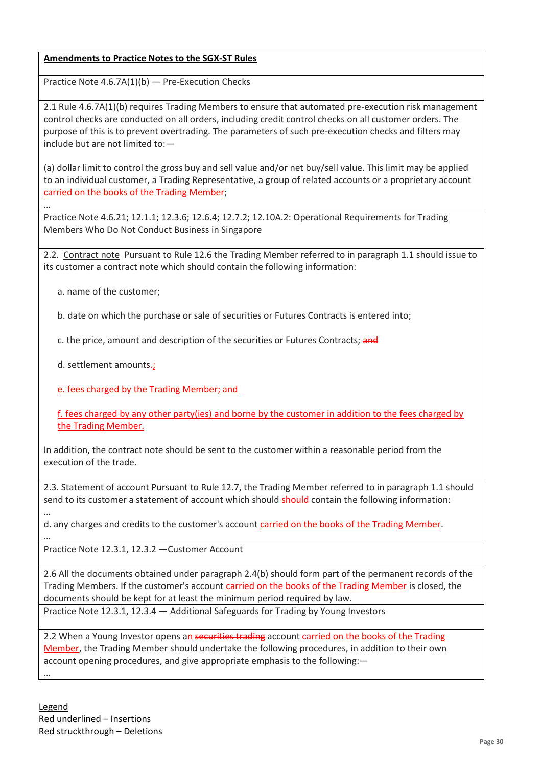**Amendments to Practice Notes to the SGX-ST Rules**

Practice Note 4.6.7A(1)(b) — Pre-Execution Checks

2.1 Rule 4.6.7A(1)(b) requires Trading Members to ensure that automated pre-execution risk management control checks are conducted on all orders, including credit control checks on all customer orders. The purpose of this is to prevent overtrading. The parameters of such pre-execution checks and filters may include but are not limited to:—

(a) dollar limit to control the gross buy and sell value and/or net buy/sell value. This limit may be applied to an individual customer, a Trading Representative, a group of related accounts or a proprietary account <ins>carried on the books of the Trading Member</ins>;

…

Practice Note 4.6.21; 12.1.1; 12.3.6; 12.6.4; 12.7.2; 12.10A.2: Operational Requirements for Trading Members Who Do Not Conduct Business in Singapore

2.2. <ins>Contract note</ins> Pursuant to Rule 12.6 the Trading Member referred to in paragraph 1.1 should issue to its customer a contract note which should contain the following information:

a. name of the customer;

b. date on which the purchase or sale of securities or Futures Contracts is entered into;

c. the price, amount and description of the securities or Futures Contracts; ~~and~~

d. settlement amounts~~.~~<ins>;</ins>

<ins>e. fees charged by the Trading Member; and</ins>

<ins>f. fees charged by any other party(ies) and borne by the customer in addition to the fees charged by the Trading Member.</ins>

In addition, the contract note should be sent to the customer within a reasonable period from the execution of the trade.

2.3. Statement of account Pursuant to Rule 12.7, the Trading Member referred to in paragraph 1.1 should send to its customer a statement of account which should ~~should~~ contain the following information:

…

d. any charges and credits to the customer's account <ins>carried on the books of the Trading Member</ins>.

…

Practice Note 12.3.1, 12.3.2 —Customer Account

2.6 All the documents obtained under paragraph 2.4(b) should form part of the permanent records of the Trading Members. If the customer's account <ins>carried on the books of the Trading Member</ins> is closed, the documents should be kept for at least the minimum period required by law.

Practice Note 12.3.1, 12.3.4 — Additional Safeguards for Trading by Young Investors

2.2 When a Young Investor opens a<ins>n</ins> ~~securities trading~~ account <ins>carried on the books of the Trading Member</ins>, the Trading Member should undertake the following procedures, in addition to their own account opening procedures, and give appropriate emphasis to the following:—

…

<ins>Legend</ins>
Red underlined – Insertions
Red struckthrough – Deletions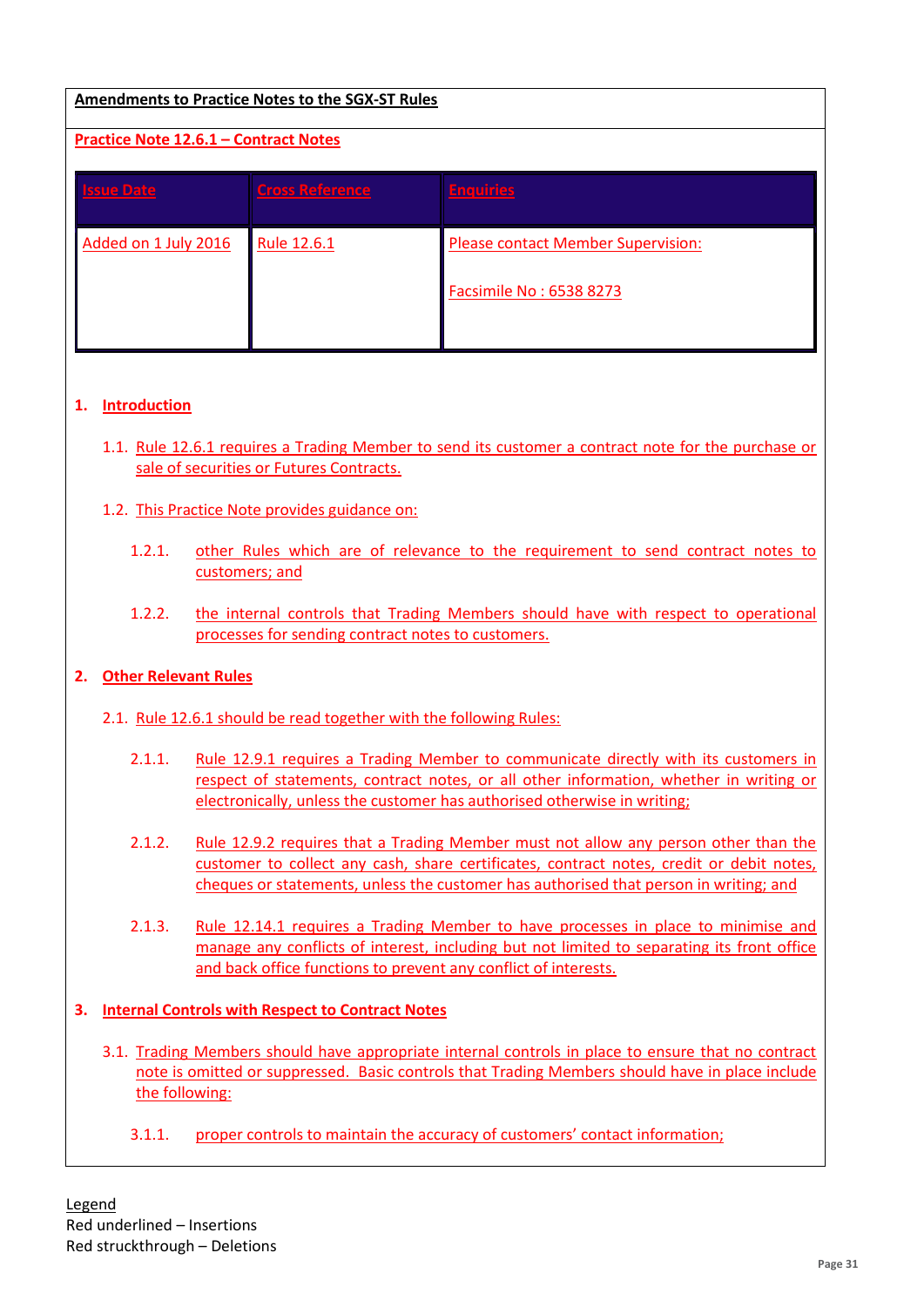**Amendments to Practice Notes to the SGX-ST Rules**

**Practice Note 12.6.1 – Contract Notes**

| Issue Date | Cross Reference | Enquiries |
|---|---|---|
| Added on 1 July 2016 | Rule 12.6.1 | Please contact Member Supervision:<br><br>Facsimile No : 6538 8273 |

**1. Introduction**

1.1. Rule 12.6.1 requires a Trading Member to send its customer a contract note for the purchase or sale of securities or Futures Contracts.

1.2. This Practice Note provides guidance on:

1.2.1. other Rules which are of relevance to the requirement to send contract notes to customers; and

1.2.2. the internal controls that Trading Members should have with respect to operational processes for sending contract notes to customers.

**2. Other Relevant Rules**

2.1. Rule 12.6.1 should be read together with the following Rules:

2.1.1. Rule 12.9.1 requires a Trading Member to communicate directly with its customers in respect of statements, contract notes, or all other information, whether in writing or electronically, unless the customer has authorised otherwise in writing;

2.1.2. Rule 12.9.2 requires that a Trading Member must not allow any person other than the customer to collect any cash, share certificates, contract notes, credit or debit notes, cheques or statements, unless the customer has authorised that person in writing; and

2.1.3. Rule 12.14.1 requires a Trading Member to have processes in place to minimise and manage any conflicts of interest, including but not limited to separating its front office and back office functions to prevent any conflict of interests.

**3. Internal Controls with Respect to Contract Notes**

3.1. Trading Members should have appropriate internal controls in place to ensure that no contract note is omitted or suppressed. Basic controls that Trading Members should have in place include the following:

3.1.1. proper controls to maintain the accuracy of customers' contact information;

Legend
Red underlined – Insertions
Red struckthrough – Deletions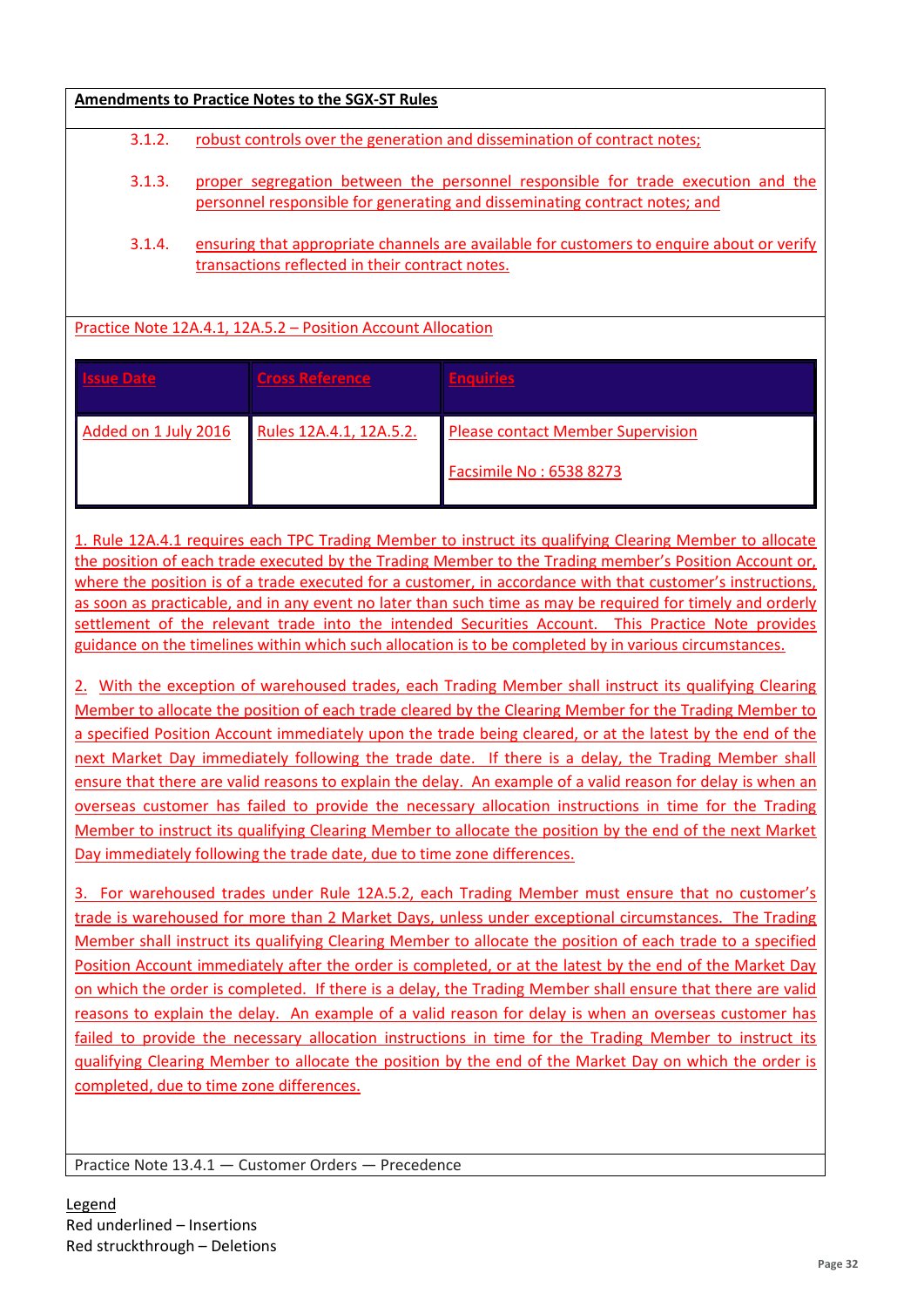**Amendments to Practice Notes to the SGX-ST Rules**

3.1.2. robust controls over the generation and dissemination of contract notes;

3.1.3. proper segregation between the personnel responsible for trade execution and the personnel responsible for generating and disseminating contract notes; and

3.1.4. ensuring that appropriate channels are available for customers to enquire about or verify transactions reflected in their contract notes.

Practice Note 12A.4.1, 12A.5.2 – Position Account Allocation

| Issue Date | Cross Reference | Enquiries |
|---|---|---|
| Added on 1 July 2016 | Rules 12A.4.1, 12A.5.2. | Please contact Member Supervision<br><br>Facsimile No : 6538 8273 |

1. Rule 12A.4.1 requires each TPC Trading Member to instruct its qualifying Clearing Member to allocate the position of each trade executed by the Trading Member to the Trading member's Position Account or, where the position is of a trade executed for a customer, in accordance with that customer's instructions, as soon as practicable, and in any event no later than such time as may be required for timely and orderly settlement of the relevant trade into the intended Securities Account. This Practice Note provides guidance on the timelines within which such allocation is to be completed by in various circumstances.

2. With the exception of warehoused trades, each Trading Member shall instruct its qualifying Clearing Member to allocate the position of each trade cleared by the Clearing Member for the Trading Member to a specified Position Account immediately upon the trade being cleared, or at the latest by the end of the next Market Day immediately following the trade date. If there is a delay, the Trading Member shall ensure that there are valid reasons to explain the delay. An example of a valid reason for delay is when an overseas customer has failed to provide the necessary allocation instructions in time for the Trading Member to instruct its qualifying Clearing Member to allocate the position by the end of the next Market Day immediately following the trade date, due to time zone differences.

3. For warehoused trades under Rule 12A.5.2, each Trading Member must ensure that no customer's trade is warehoused for more than 2 Market Days, unless under exceptional circumstances. The Trading Member shall instruct its qualifying Clearing Member to allocate the position of each trade to a specified Position Account immediately after the order is completed, or at the latest by the end of the Market Day on which the order is completed. If there is a delay, the Trading Member shall ensure that there are valid reasons to explain the delay. An example of a valid reason for delay is when an overseas customer has failed to provide the necessary allocation instructions in time for the Trading Member to instruct its qualifying Clearing Member to allocate the position by the end of the Market Day on which the order is completed, due to time zone differences.

Practice Note 13.4.1 — Customer Orders — Precedence

Legend
Red underlined – Insertions
Red struckthrough – Deletions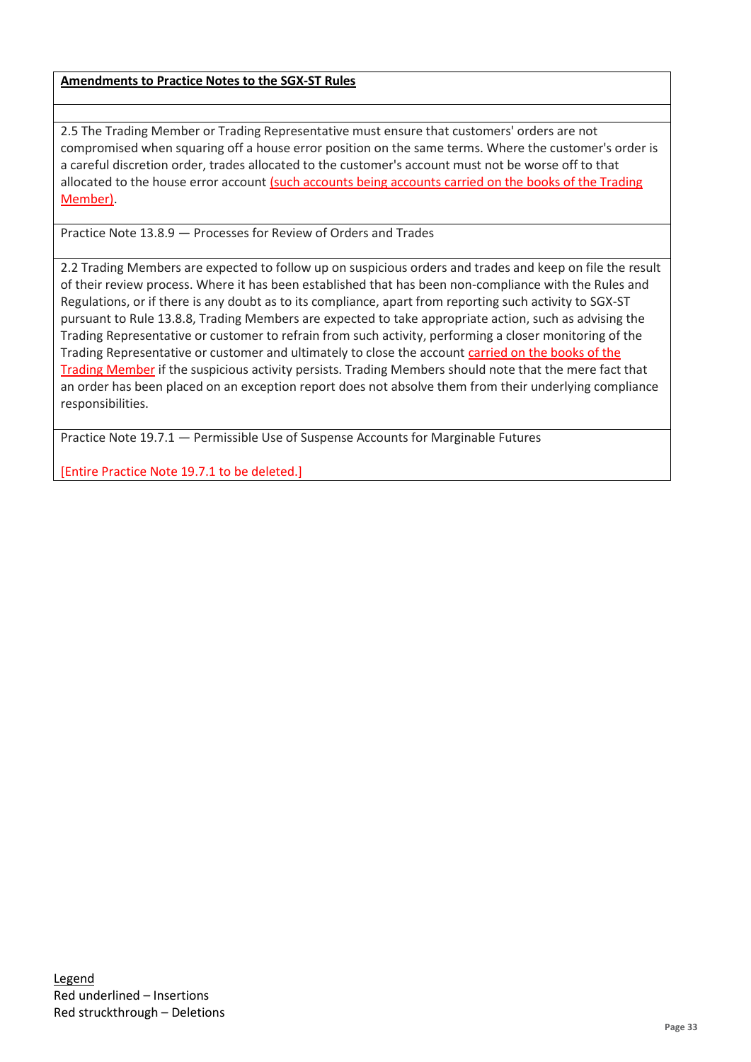**Amendments to Practice Notes to the SGX-ST Rules**

2.5 The Trading Member or Trading Representative must ensure that customers' orders are not compromised when squaring off a house error position on the same terms. Where the customer's order is a careful discretion order, trades allocated to the customer's account must not be worse off to that allocated to the house error account (such accounts being accounts carried on the books of the Trading Member).

Practice Note 13.8.9 — Processes for Review of Orders and Trades

2.2 Trading Members are expected to follow up on suspicious orders and trades and keep on file the result of their review process. Where it has been established that has been non-compliance with the Rules and Regulations, or if there is any doubt as to its compliance, apart from reporting such activity to SGX-ST pursuant to Rule 13.8.8, Trading Members are expected to take appropriate action, such as advising the Trading Representative or customer to refrain from such activity, performing a closer monitoring of the Trading Representative or customer and ultimately to close the account carried on the books of the Trading Member if the suspicious activity persists. Trading Members should note that the mere fact that an order has been placed on an exception report does not absolve them from their underlying compliance responsibilities.

Practice Note 19.7.1 — Permissible Use of Suspense Accounts for Marginable Futures

[Entire Practice Note 19.7.1 to be deleted.]

Legend
Red underlined – Insertions
Red struckthrough – Deletions